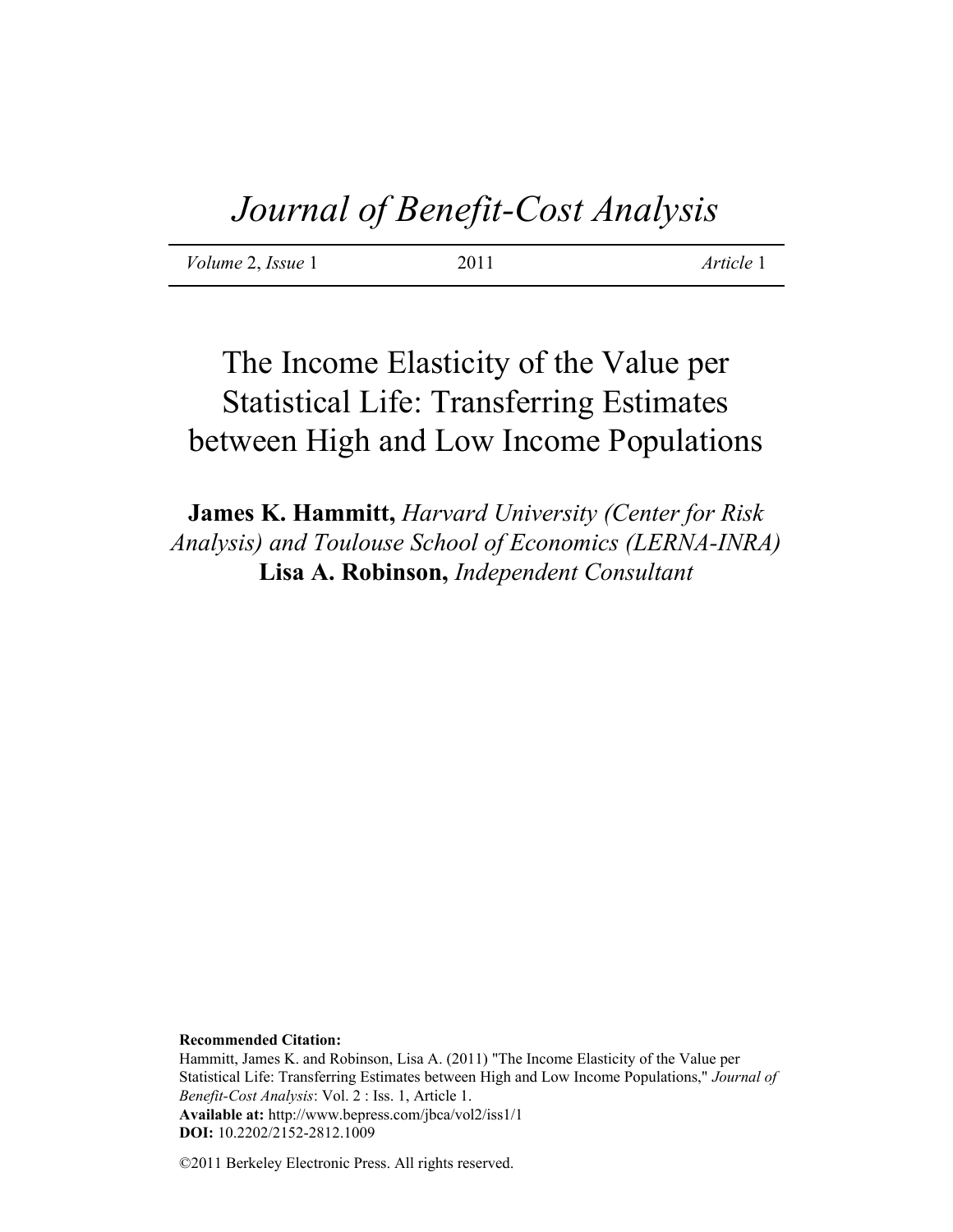# *Journal of Benefit-Cost Analysis*

*Volume* 2, *Issue* 1 2011 *Article* 1

## The Income Elasticity of the Value per Statistical Life: Transferring Estimates between High and Low Income Populations

**James K. Hammitt,** *Harvard University (Center for Risk Analysis) and Toulouse School of Economics (LERNA-INRA)*
**Lisa A. Robinson,** *Independent Consultant*

**Recommended Citation:**
Hammitt, James K. and Robinson, Lisa A. (2011) "The Income Elasticity of the Value per Statistical Life: Transferring Estimates between High and Low Income Populations," *Journal of Benefit-Cost Analysis*: Vol. 2 : Iss. 1, Article 1.
**Available at:** http://www.bepress.com/jbca/vol2/iss1/1
**DOI:** 10.2202/2152-2812.1009

©2011 Berkeley Electronic Press. All rights reserved.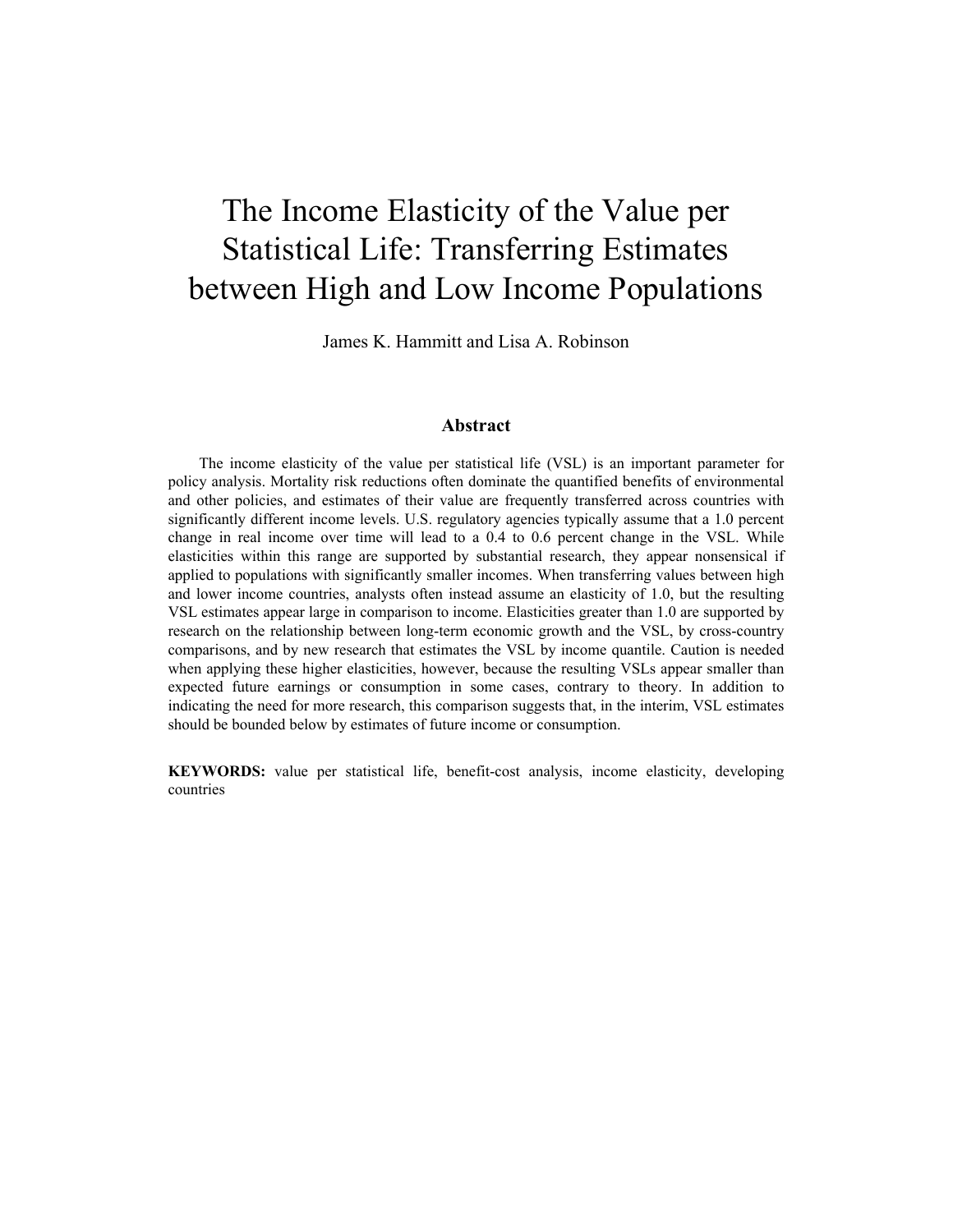# The Income Elasticity of the Value per Statistical Life: Transferring Estimates between High and Low Income Populations

James K. Hammitt and Lisa A. Robinson

### Abstract

The income elasticity of the value per statistical life (VSL) is an important parameter for policy analysis. Mortality risk reductions often dominate the quantified benefits of environmental and other policies, and estimates of their value are frequently transferred across countries with significantly different income levels. U.S. regulatory agencies typically assume that a 1.0 percent change in real income over time will lead to a 0.4 to 0.6 percent change in the VSL. While elasticities within this range are supported by substantial research, they appear nonsensical if applied to populations with significantly smaller incomes. When transferring values between high and lower income countries, analysts often instead assume an elasticity of 1.0, but the resulting VSL estimates appear large in comparison to income. Elasticities greater than 1.0 are supported by research on the relationship between long-term economic growth and the VSL, by cross-country comparisons, and by new research that estimates the VSL by income quantile. Caution is needed when applying these higher elasticities, however, because the resulting VSLs appear smaller than expected future earnings or consumption in some cases, contrary to theory. In addition to indicating the need for more research, this comparison suggests that, in the interim, VSL estimates should be bounded below by estimates of future income or consumption.

**KEYWORDS:** value per statistical life, benefit-cost analysis, income elasticity, developing countries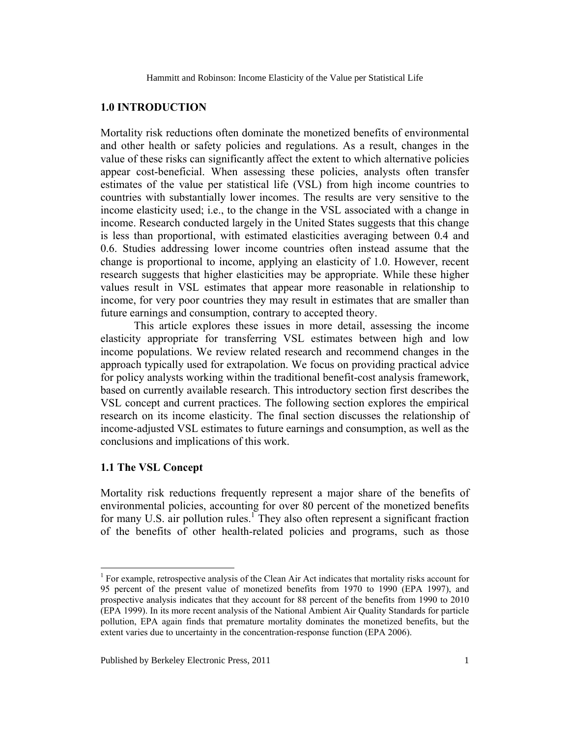## 1.0 INTRODUCTION

Mortality risk reductions often dominate the monetized benefits of environmental and other health or safety policies and regulations. As a result, changes in the value of these risks can significantly affect the extent to which alternative policies appear cost-beneficial. When assessing these policies, analysts often transfer estimates of the value per statistical life (VSL) from high income countries to countries with substantially lower incomes. The results are very sensitive to the income elasticity used; i.e., to the change in the VSL associated with a change in income. Research conducted largely in the United States suggests that this change is less than proportional, with estimated elasticities averaging between 0.4 and 0.6. Studies addressing lower income countries often instead assume that the change is proportional to income, applying an elasticity of 1.0. However, recent research suggests that higher elasticities may be appropriate. While these higher values result in VSL estimates that appear more reasonable in relationship to income, for very poor countries they may result in estimates that are smaller than future earnings and consumption, contrary to accepted theory.

This article explores these issues in more detail, assessing the income elasticity appropriate for transferring VSL estimates between high and low income populations. We review related research and recommend changes in the approach typically used for extrapolation. We focus on providing practical advice for policy analysts working within the traditional benefit-cost analysis framework, based on currently available research. This introductory section first describes the VSL concept and current practices. The following section explores the empirical research on its income elasticity. The final section discusses the relationship of income-adjusted VSL estimates to future earnings and consumption, as well as the conclusions and implications of this work.

### 1.1 The VSL Concept

Mortality risk reductions frequently represent a major share of the benefits of environmental policies, accounting for over 80 percent of the monetized benefits for many U.S. air pollution rules.[1] They also often represent a significant fraction of the benefits of other health-related policies and programs, such as those

[1] For example, retrospective analysis of the Clean Air Act indicates that mortality risks account for 95 percent of the present value of monetized benefits from 1970 to 1990 (EPA 1997), and prospective analysis indicates that they account for 88 percent of the benefits from 1990 to 2010 (EPA 1999). In its more recent analysis of the National Ambient Air Quality Standards for particle pollution, EPA again finds that premature mortality dominates the monetized benefits, but the extent varies due to uncertainty in the concentration-response function (EPA 2006).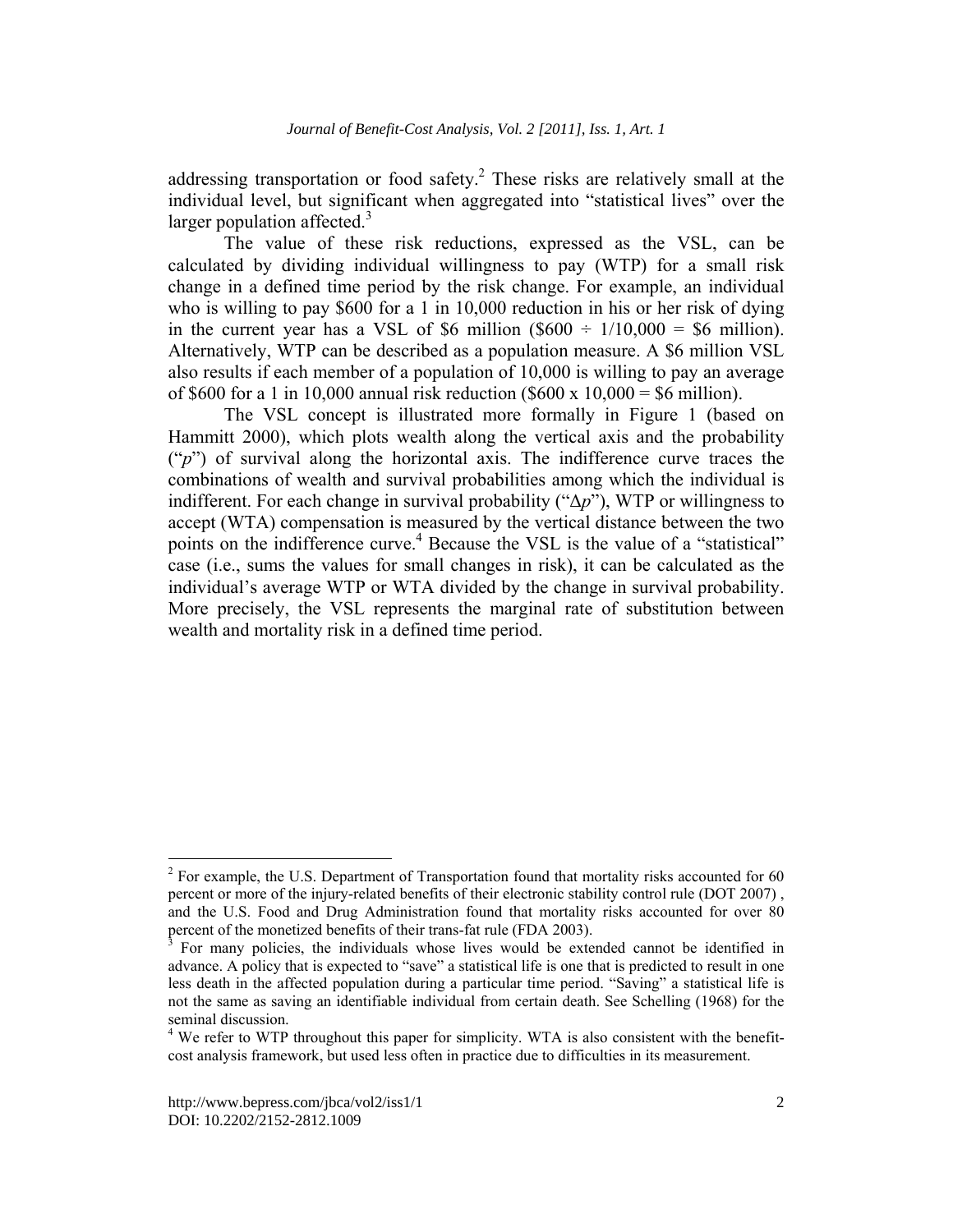addressing transportation or food safety.[2] These risks are relatively small at the individual level, but significant when aggregated into "statistical lives" over the larger population affected.[3]

The value of these risk reductions, expressed as the VSL, can be calculated by dividing individual willingness to pay (WTP) for a small risk change in a defined time period by the risk change. For example, an individual who is willing to pay \$600 for a 1 in 10,000 reduction in his or her risk of dying in the current year has a VSL of \$6 million (\$600 ÷ 1/10,000 = \$6 million). Alternatively, WTP can be described as a population measure. A \$6 million VSL also results if each member of a population of 10,000 is willing to pay an average of \$600 for a 1 in 10,000 annual risk reduction (\$600 x 10,000 = \$6 million).

The VSL concept is illustrated more formally in Figure 1 (based on Hammitt 2000), which plots wealth along the vertical axis and the probability ("$p$") of survival along the horizontal axis. The indifference curve traces the combinations of wealth and survival probabilities among which the individual is indifferent. For each change in survival probability ("$\Delta p$"), WTP or willingness to accept (WTA) compensation is measured by the vertical distance between the two points on the indifference curve.[4] Because the VSL is the value of a "statistical" case (i.e., sums the values for small changes in risk), it can be calculated as the individual's average WTP or WTA divided by the change in survival probability. More precisely, the VSL represents the marginal rate of substitution between wealth and mortality risk in a defined time period.

---

[2] For example, the U.S. Department of Transportation found that mortality risks accounted for 60 percent or more of the injury-related benefits of their electronic stability control rule (DOT 2007) , and the U.S. Food and Drug Administration found that mortality risks accounted for over 80 percent of the monetized benefits of their trans-fat rule (FDA 2003).

[3] For many policies, the individuals whose lives would be extended cannot be identified in advance. A policy that is expected to "save" a statistical life is one that is predicted to result in one less death in the affected population during a particular time period. "Saving" a statistical life is not the same as saving an identifiable individual from certain death. See Schelling (1968) for the seminal discussion.

[4] We refer to WTP throughout this paper for simplicity. WTA is also consistent with the benefit-cost analysis framework, but used less often in practice due to difficulties in its measurement.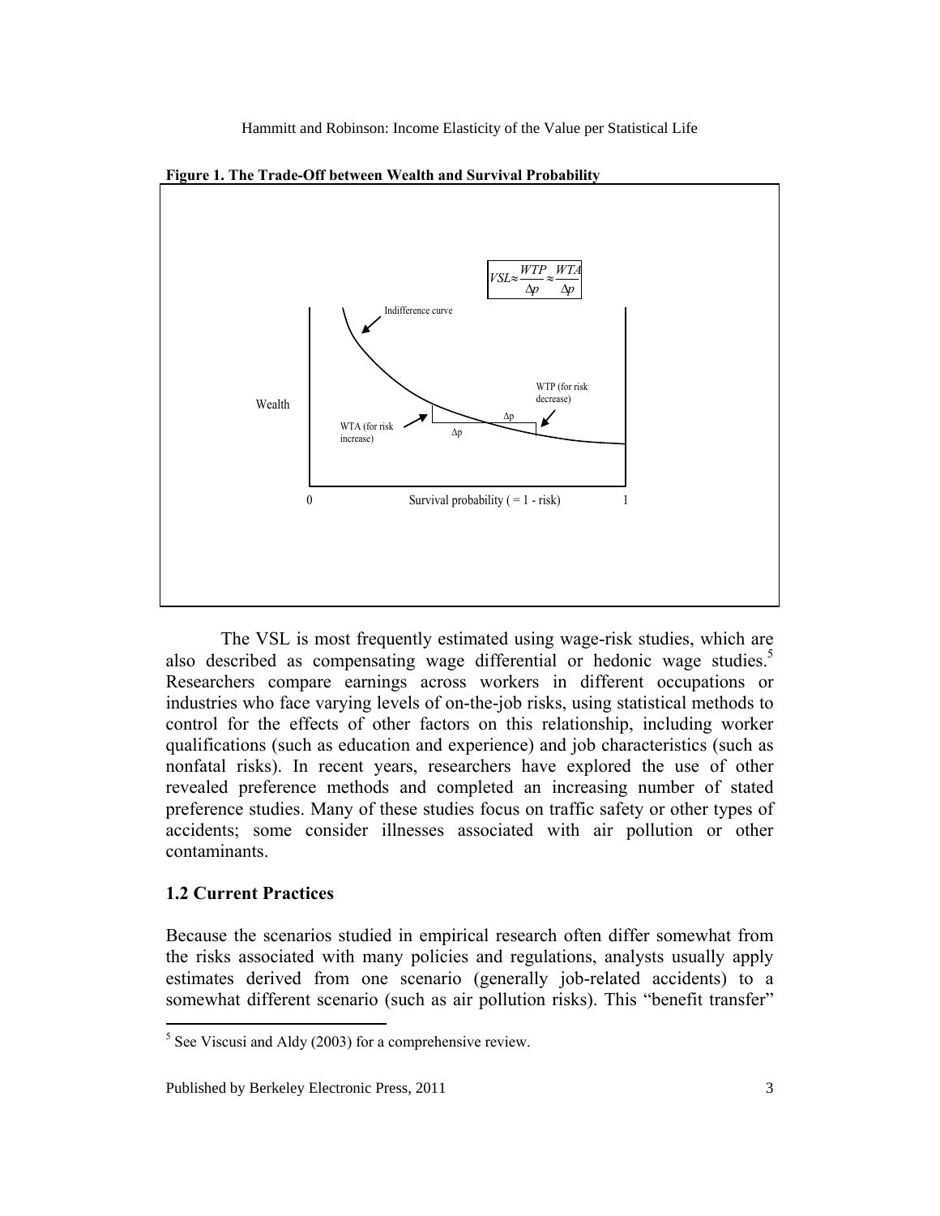**Figure 1. The Trade-Off between Wealth and Survival Probability**

$$VSL \approx \frac{WTP}{\Delta p} \approx \frac{WTA}{\Delta p}$$

The VSL is most frequently estimated using wage-risk studies, which are also described as compensating wage differential or hedonic wage studies.[5] Researchers compare earnings across workers in different occupations or industries who face varying levels of on-the-job risks, using statistical methods to control for the effects of other factors on this relationship, including worker qualifications (such as education and experience) and job characteristics (such as nonfatal risks). In recent years, researchers have explored the use of other revealed preference methods and completed an increasing number of stated preference studies. Many of these studies focus on traffic safety or other types of accidents; some consider illnesses associated with air pollution or other contaminants.

### 1.2 Current Practices

Because the scenarios studied in empirical research often differ somewhat from the risks associated with many policies and regulations, analysts usually apply estimates derived from one scenario (generally job-related accidents) to a somewhat different scenario (such as air pollution risks). This "benefit transfer"

[5] See Viscusi and Aldy (2003) for a comprehensive review.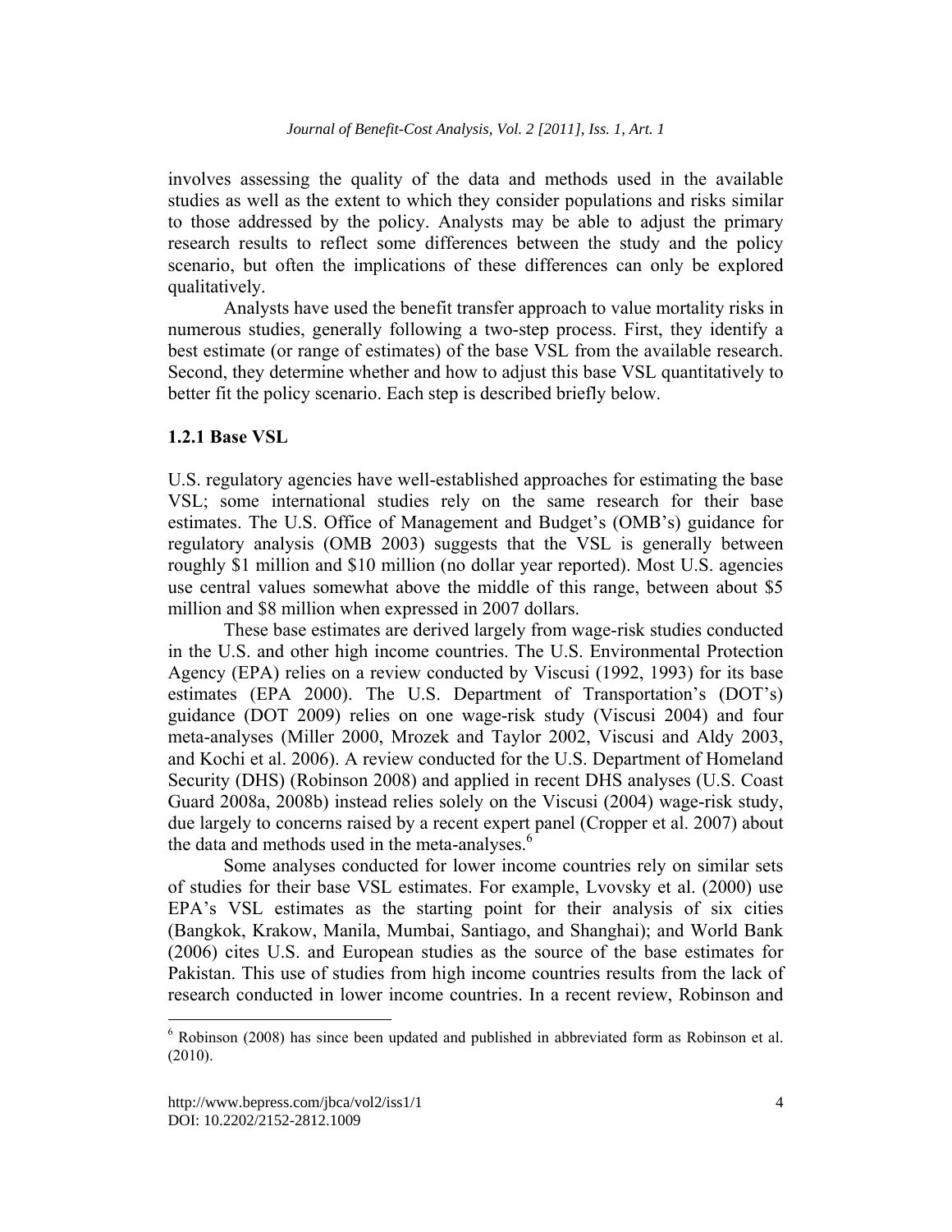involves assessing the quality of the data and methods used in the available studies as well as the extent to which they consider populations and risks similar to those addressed by the policy. Analysts may be able to adjust the primary research results to reflect some differences between the study and the policy scenario, but often the implications of these differences can only be explored qualitatively.

Analysts have used the benefit transfer approach to value mortality risks in numerous studies, generally following a two-step process. First, they identify a best estimate (or range of estimates) of the base VSL from the available research. Second, they determine whether and how to adjust this base VSL quantitatively to better fit the policy scenario. Each step is described briefly below.

### 1.2.1 Base VSL

U.S. regulatory agencies have well-established approaches for estimating the base VSL; some international studies rely on the same research for their base estimates. The U.S. Office of Management and Budget's (OMB's) guidance for regulatory analysis (OMB 2003) suggests that the VSL is generally between roughly \$1 million and \$10 million (no dollar year reported). Most U.S. agencies use central values somewhat above the middle of this range, between about \$5 million and \$8 million when expressed in 2007 dollars.

These base estimates are derived largely from wage-risk studies conducted in the U.S. and other high income countries. The U.S. Environmental Protection Agency (EPA) relies on a review conducted by Viscusi (1992, 1993) for its base estimates (EPA 2000). The U.S. Department of Transportation's (DOT's) guidance (DOT 2009) relies on one wage-risk study (Viscusi 2004) and four meta-analyses (Miller 2000, Mrozek and Taylor 2002, Viscusi and Aldy 2003, and Kochi et al. 2006). A review conducted for the U.S. Department of Homeland Security (DHS) (Robinson 2008) and applied in recent DHS analyses (U.S. Coast Guard 2008a, 2008b) instead relies solely on the Viscusi (2004) wage-risk study, due largely to concerns raised by a recent expert panel (Cropper et al. 2007) about the data and methods used in the meta-analyses.[6]

Some analyses conducted for lower income countries rely on similar sets of studies for their base VSL estimates. For example, Lvovsky et al. (2000) use EPA's VSL estimates as the starting point for their analysis of six cities (Bangkok, Krakow, Manila, Mumbai, Santiago, and Shanghai); and World Bank (2006) cites U.S. and European studies as the source of the base estimates for Pakistan. This use of studies from high income countries results from the lack of research conducted in lower income countries. In a recent review, Robinson and

[6] Robinson (2008) has since been updated and published in abbreviated form as Robinson et al. (2010).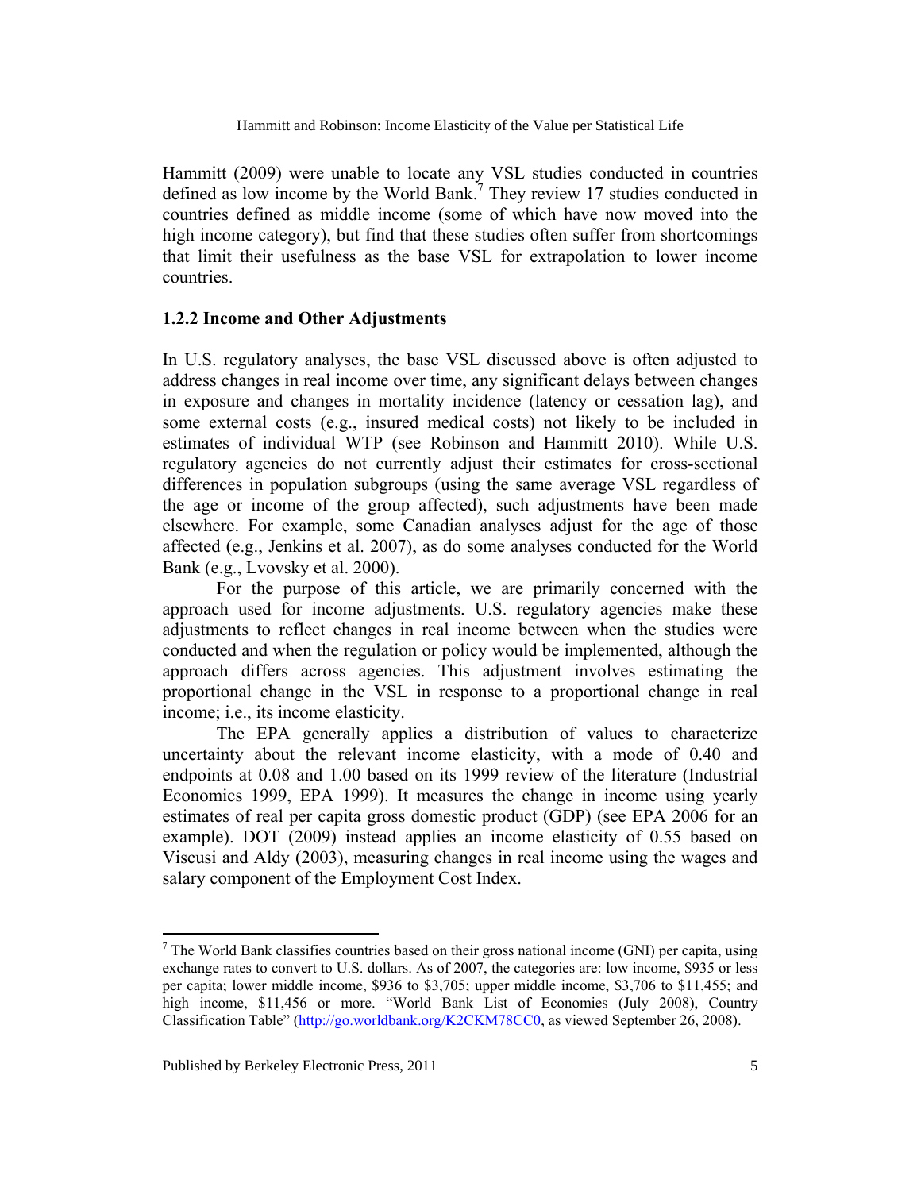Hammitt (2009) were unable to locate any VSL studies conducted in countries defined as low income by the World Bank.[7] They review 17 studies conducted in countries defined as middle income (some of which have now moved into the high income category), but find that these studies often suffer from shortcomings that limit their usefulness as the base VSL for extrapolation to lower income countries.

### 1.2.2 Income and Other Adjustments

In U.S. regulatory analyses, the base VSL discussed above is often adjusted to address changes in real income over time, any significant delays between changes in exposure and changes in mortality incidence (latency or cessation lag), and some external costs (e.g., insured medical costs) not likely to be included in estimates of individual WTP (see Robinson and Hammitt 2010). While U.S. regulatory agencies do not currently adjust their estimates for cross-sectional differences in population subgroups (using the same average VSL regardless of the age or income of the group affected), such adjustments have been made elsewhere. For example, some Canadian analyses adjust for the age of those affected (e.g., Jenkins et al. 2007), as do some analyses conducted for the World Bank (e.g., Lvovsky et al. 2000).

For the purpose of this article, we are primarily concerned with the approach used for income adjustments. U.S. regulatory agencies make these adjustments to reflect changes in real income between when the studies were conducted and when the regulation or policy would be implemented, although the approach differs across agencies. This adjustment involves estimating the proportional change in the VSL in response to a proportional change in real income; i.e., its income elasticity.

The EPA generally applies a distribution of values to characterize uncertainty about the relevant income elasticity, with a mode of 0.40 and endpoints at 0.08 and 1.00 based on its 1999 review of the literature (Industrial Economics 1999, EPA 1999). It measures the change in income using yearly estimates of real per capita gross domestic product (GDP) (see EPA 2006 for an example). DOT (2009) instead applies an income elasticity of 0.55 based on Viscusi and Aldy (2003), measuring changes in real income using the wages and salary component of the Employment Cost Index.

---

[7] The World Bank classifies countries based on their gross national income (GNI) per capita, using exchange rates to convert to U.S. dollars. As of 2007, the categories are: low income, $935 or less per capita; lower middle income, $936 to $3,705; upper middle income, $3,706 to $11,455; and high income, $11,456 or more. "World Bank List of Economies (July 2008), Country Classification Table" (http://go.worldbank.org/K2CKM78CC0, as viewed September 26, 2008).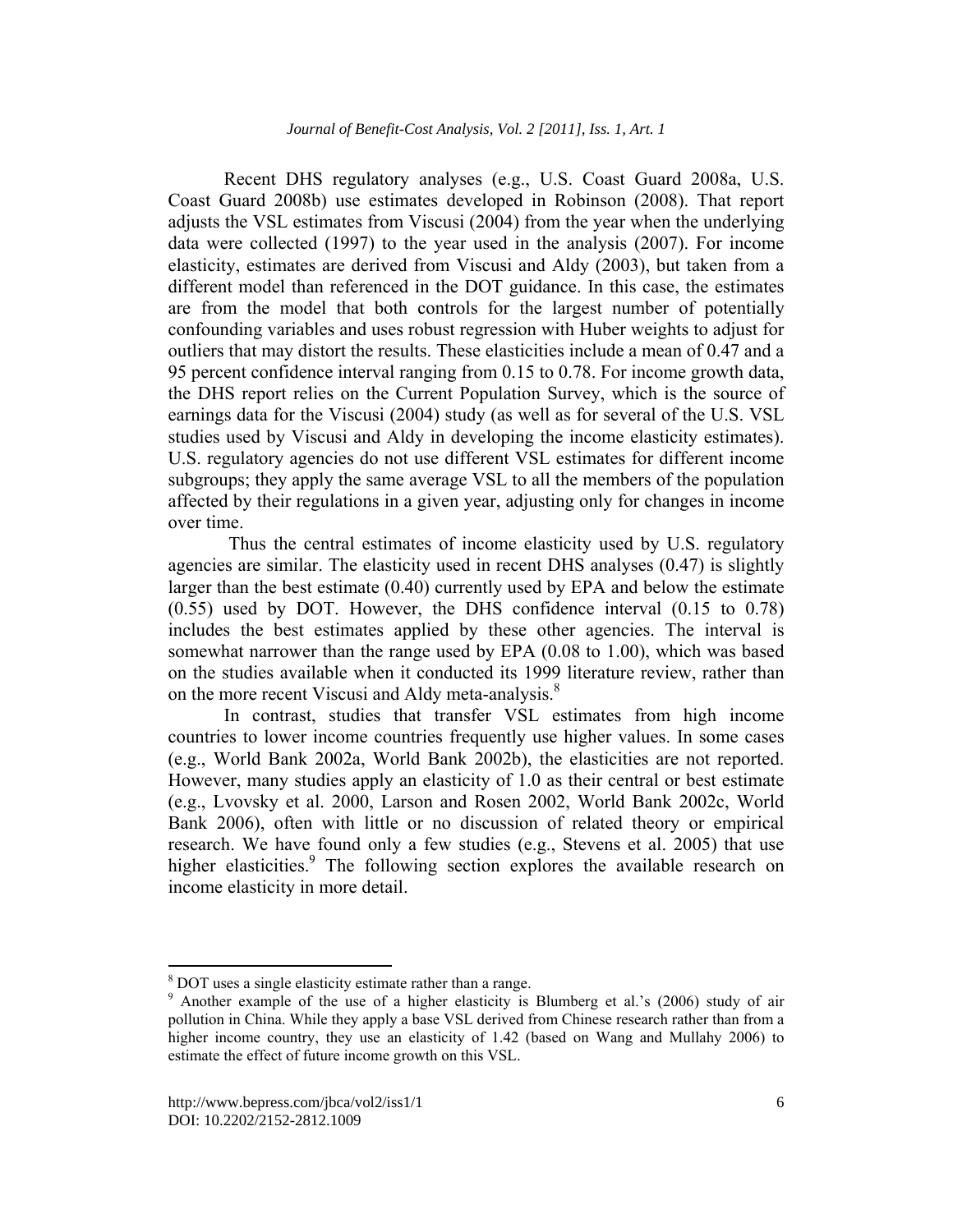Recent DHS regulatory analyses (e.g., U.S. Coast Guard 2008a, U.S. Coast Guard 2008b) use estimates developed in Robinson (2008). That report adjusts the VSL estimates from Viscusi (2004) from the year when the underlying data were collected (1997) to the year used in the analysis (2007). For income elasticity, estimates are derived from Viscusi and Aldy (2003), but taken from a different model than referenced in the DOT guidance. In this case, the estimates are from the model that both controls for the largest number of potentially confounding variables and uses robust regression with Huber weights to adjust for outliers that may distort the results. These elasticities include a mean of 0.47 and a 95 percent confidence interval ranging from 0.15 to 0.78. For income growth data, the DHS report relies on the Current Population Survey, which is the source of earnings data for the Viscusi (2004) study (as well as for several of the U.S. VSL studies used by Viscusi and Aldy in developing the income elasticity estimates). U.S. regulatory agencies do not use different VSL estimates for different income subgroups; they apply the same average VSL to all the members of the population affected by their regulations in a given year, adjusting only for changes in income over time.

Thus the central estimates of income elasticity used by U.S. regulatory agencies are similar. The elasticity used in recent DHS analyses (0.47) is slightly larger than the best estimate (0.40) currently used by EPA and below the estimate (0.55) used by DOT. However, the DHS confidence interval (0.15 to 0.78) includes the best estimates applied by these other agencies. The interval is somewhat narrower than the range used by EPA (0.08 to 1.00), which was based on the studies available when it conducted its 1999 literature review, rather than on the more recent Viscusi and Aldy meta-analysis.[8]

In contrast, studies that transfer VSL estimates from high income countries to lower income countries frequently use higher values. In some cases (e.g., World Bank 2002a, World Bank 2002b), the elasticities are not reported. However, many studies apply an elasticity of 1.0 as their central or best estimate (e.g., Lvovsky et al. 2000, Larson and Rosen 2002, World Bank 2002c, World Bank 2006), often with little or no discussion of related theory or empirical research. We have found only a few studies (e.g., Stevens et al. 2005) that use higher elasticities.[9] The following section explores the available research on income elasticity in more detail.

---

[8] DOT uses a single elasticity estimate rather than a range.

[9] Another example of the use of a higher elasticity is Blumberg et al.'s (2006) study of air pollution in China. While they apply a base VSL derived from Chinese research rather than from a higher income country, they use an elasticity of 1.42 (based on Wang and Mullahy 2006) to estimate the effect of future income growth on this VSL.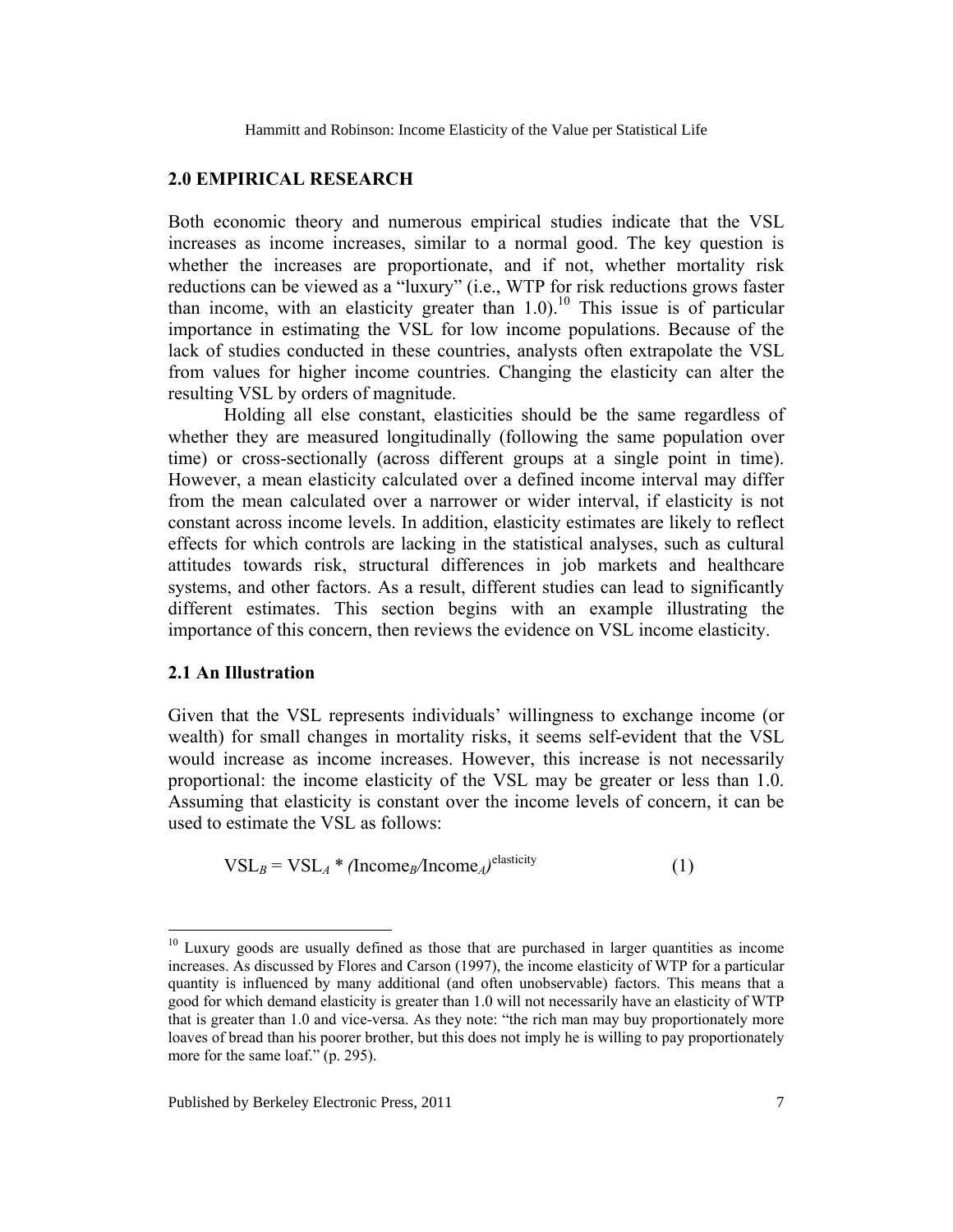## 2.0 EMPIRICAL RESEARCH

Both economic theory and numerous empirical studies indicate that the VSL increases as income increases, similar to a normal good. The key question is whether the increases are proportionate, and if not, whether mortality risk reductions can be viewed as a "luxury" (i.e., WTP for risk reductions grows faster than income, with an elasticity greater than 1.0).[10] This issue is of particular importance in estimating the VSL for low income populations. Because of the lack of studies conducted in these countries, analysts often extrapolate the VSL from values for higher income countries. Changing the elasticity can alter the resulting VSL by orders of magnitude.

Holding all else constant, elasticities should be the same regardless of whether they are measured longitudinally (following the same population over time) or cross-sectionally (across different groups at a single point in time). However, a mean elasticity calculated over a defined income interval may differ from the mean calculated over a narrower or wider interval, if elasticity is not constant across income levels. In addition, elasticity estimates are likely to reflect effects for which controls are lacking in the statistical analyses, such as cultural attitudes towards risk, structural differences in job markets and healthcare systems, and other factors. As a result, different studies can lead to significantly different estimates. This section begins with an example illustrating the importance of this concern, then reviews the evidence on VSL income elasticity.

### 2.1 An Illustration

Given that the VSL represents individuals' willingness to exchange income (or wealth) for small changes in mortality risks, it seems self-evident that the VSL would increase as income increases. However, this increase is not necessarily proportional: the income elasticity of the VSL may be greater or less than 1.0. Assuming that elasticity is constant over the income levels of concern, it can be used to estimate the VSL as follows:

$$\text{VSL}_B = \text{VSL}_A * (\text{Income}_B/\text{Income}_A)^{\text{elasticity}} \quad (1)$$

---

[10] Luxury goods are usually defined as those that are purchased in larger quantities as income increases. As discussed by Flores and Carson (1997), the income elasticity of WTP for a particular quantity is influenced by many additional (and often unobservable) factors. This means that a good for which demand elasticity is greater than 1.0 will not necessarily have an elasticity of WTP that is greater than 1.0 and vice-versa. As they note: "the rich man may buy proportionately more loaves of bread than his poorer brother, but this does not imply he is willing to pay proportionately more for the same loaf." (p. 295).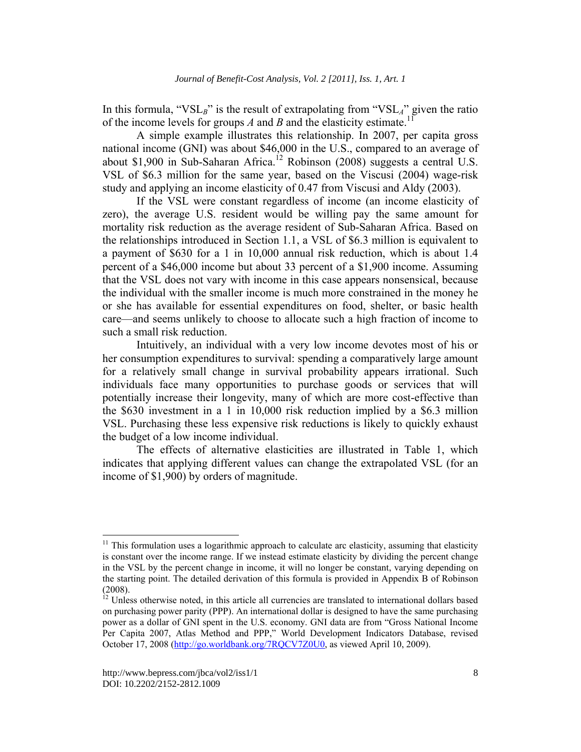In this formula, "$VSL_B$" is the result of extrapolating from "$VSL_A$" given the ratio of the income levels for groups $A$ and $B$ and the elasticity estimate.[11]

A simple example illustrates this relationship. In 2007, per capita gross national income (GNI) was about $46,000 in the U.S., compared to an average of about $1,900 in Sub-Saharan Africa.[12] Robinson (2008) suggests a central U.S. VSL of $6.3 million for the same year, based on the Viscusi (2004) wage-risk study and applying an income elasticity of 0.47 from Viscusi and Aldy (2003).

If the VSL were constant regardless of income (an income elasticity of zero), the average U.S. resident would be willing pay the same amount for mortality risk reduction as the average resident of Sub-Saharan Africa. Based on the relationships introduced in Section 1.1, a VSL of $6.3 million is equivalent to a payment of $630 for a 1 in 10,000 annual risk reduction, which is about 1.4 percent of a $46,000 income but about 33 percent of a $1,900 income. Assuming that the VSL does not vary with income in this case appears nonsensical, because the individual with the smaller income is much more constrained in the money he or she has available for essential expenditures on food, shelter, or basic health care—and seems unlikely to choose to allocate such a high fraction of income to such a small risk reduction.

Intuitively, an individual with a very low income devotes most of his or her consumption expenditures to survival: spending a comparatively large amount for a relatively small change in survival probability appears irrational. Such individuals face many opportunities to purchase goods or services that will potentially increase their longevity, many of which are more cost-effective than the $630 investment in a 1 in 10,000 risk reduction implied by a $6.3 million VSL. Purchasing these less expensive risk reductions is likely to quickly exhaust the budget of a low income individual.

The effects of alternative elasticities are illustrated in Table 1, which indicates that applying different values can change the extrapolated VSL (for an income of $1,900) by orders of magnitude.

---

[11] This formulation uses a logarithmic approach to calculate arc elasticity, assuming that elasticity is constant over the income range. If we instead estimate elasticity by dividing the percent change in the VSL by the percent change in income, it will no longer be constant, varying depending on the starting point. The detailed derivation of this formula is provided in Appendix B of Robinson (2008).

[12] Unless otherwise noted, in this article all currencies are translated to international dollars based on purchasing power parity (PPP). An international dollar is designed to have the same purchasing power as a dollar of GNI spent in the U.S. economy. GNI data are from "Gross National Income Per Capita 2007, Atlas Method and PPP," World Development Indicators Database, revised October 17, 2008 (http://go.worldbank.org/7RQCV7Z0U0, as viewed April 10, 2009).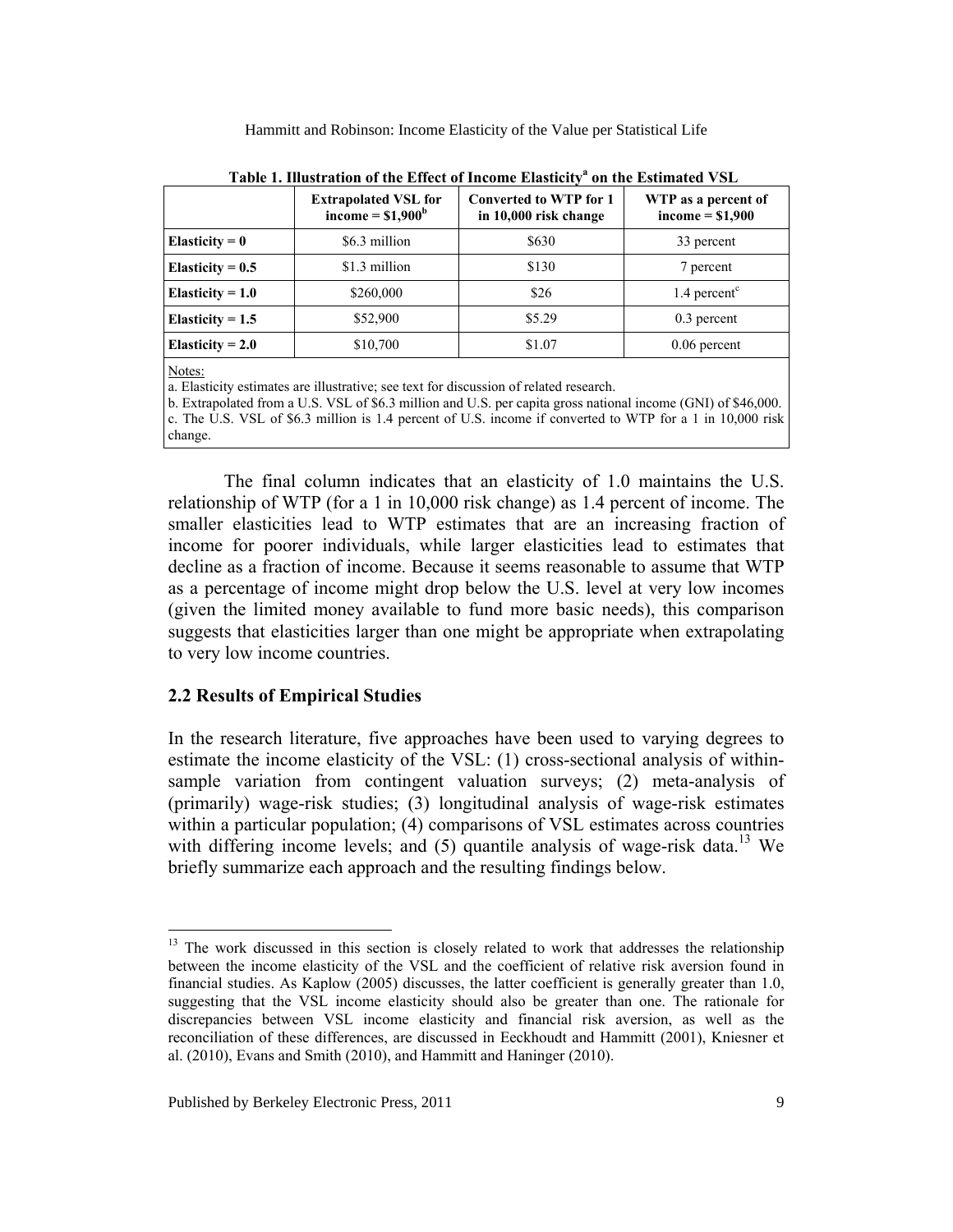**Table 1. Illustration of the Effect of Income Elasticity[a] on the Estimated VSL**

| | Extrapolated VSL for income = $1,900[b] | Converted to WTP for 1 in 10,000 risk change | WTP as a percent of income = $1,900 |
|---|---|---|---|
| **Elasticity = 0** | $6.3 million | $630 | 33 percent |
| **Elasticity = 0.5** | $1.3 million | $130 | 7 percent |
| **Elasticity = 1.0** | $260,000 | $26 | 1.4 percent[c] |
| **Elasticity = 1.5** | $52,900 | $5.29 | 0.3 percent |
| **Elasticity = 2.0** | $10,700 | $1.07 | 0.06 percent |

Notes:
a. Elasticity estimates are illustrative; see text for discussion of related research.
b. Extrapolated from a U.S. VSL of $6.3 million and U.S. per capita gross national income (GNI) of $46,000.
c. The U.S. VSL of $6.3 million is 1.4 percent of U.S. income if converted to WTP for a 1 in 10,000 risk change.

The final column indicates that an elasticity of 1.0 maintains the U.S. relationship of WTP (for a 1 in 10,000 risk change) as 1.4 percent of income. The smaller elasticities lead to WTP estimates that are an increasing fraction of income for poorer individuals, while larger elasticities lead to estimates that decline as a fraction of income. Because it seems reasonable to assume that WTP as a percentage of income might drop below the U.S. level at very low incomes (given the limited money available to fund more basic needs), this comparison suggests that elasticities larger than one might be appropriate when extrapolating to very low income countries.

## 2.2 Results of Empirical Studies

In the research literature, five approaches have been used to varying degrees to estimate the income elasticity of the VSL: (1) cross-sectional analysis of within-sample variation from contingent valuation surveys; (2) meta-analysis of (primarily) wage-risk studies; (3) longitudinal analysis of wage-risk estimates within a particular population; (4) comparisons of VSL estimates across countries with differing income levels; and (5) quantile analysis of wage-risk data.[13] We briefly summarize each approach and the resulting findings below.

[13] The work discussed in this section is closely related to work that addresses the relationship between the income elasticity of the VSL and the coefficient of relative risk aversion found in financial studies. As Kaplow (2005) discusses, the latter coefficient is generally greater than 1.0, suggesting that the VSL income elasticity should also be greater than one. The rationale for discrepancies between VSL income elasticity and financial risk aversion, as well as the reconciliation of these differences, are discussed in Eeckhoudt and Hammitt (2001), Kniesner et al. (2010), Evans and Smith (2010), and Hammitt and Haninger (2010).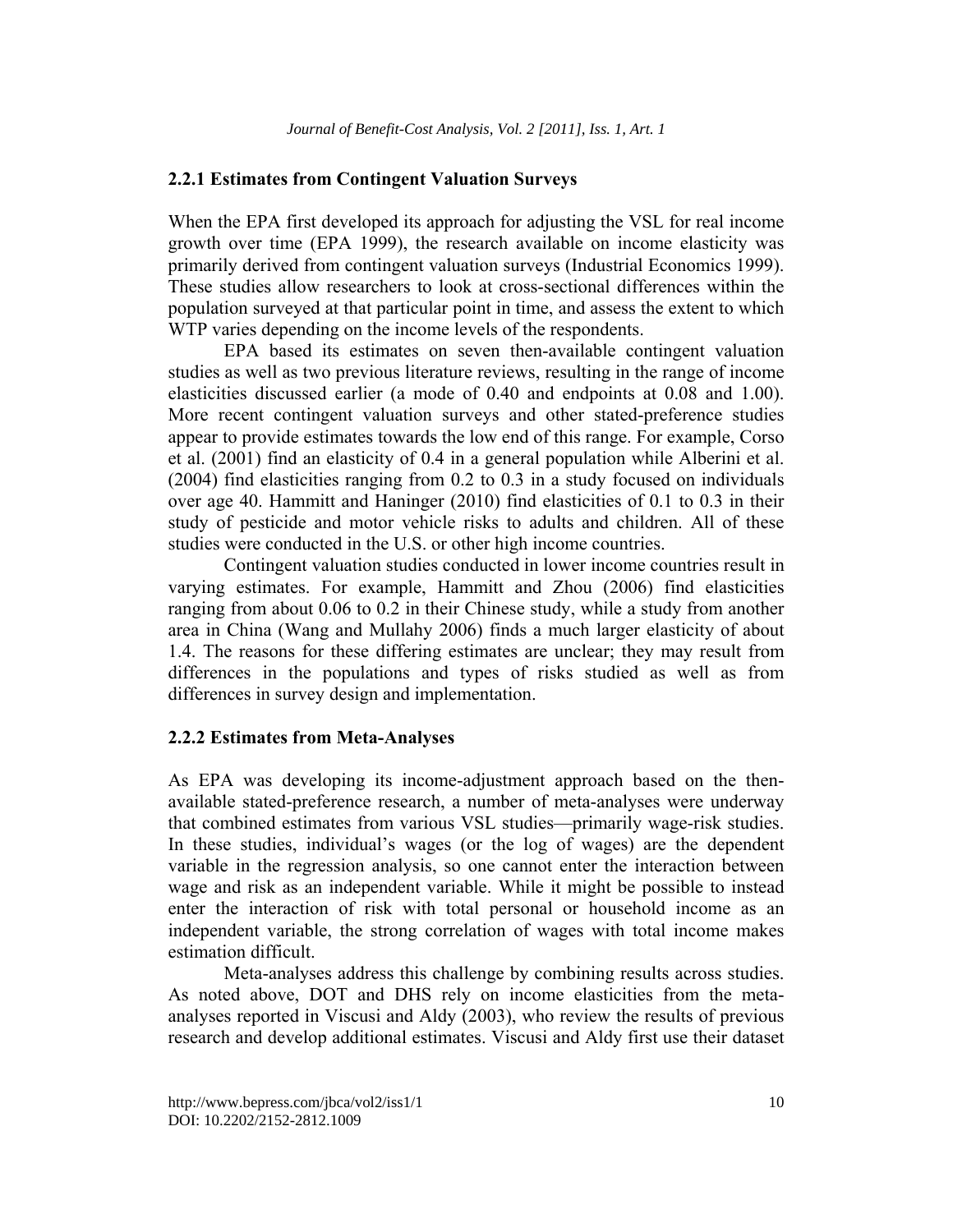### 2.2.1 Estimates from Contingent Valuation Surveys

When the EPA first developed its approach for adjusting the VSL for real income growth over time (EPA 1999), the research available on income elasticity was primarily derived from contingent valuation surveys (Industrial Economics 1999). These studies allow researchers to look at cross-sectional differences within the population surveyed at that particular point in time, and assess the extent to which WTP varies depending on the income levels of the respondents.

EPA based its estimates on seven then-available contingent valuation studies as well as two previous literature reviews, resulting in the range of income elasticities discussed earlier (a mode of 0.40 and endpoints at 0.08 and 1.00). More recent contingent valuation surveys and other stated-preference studies appear to provide estimates towards the low end of this range. For example, Corso et al. (2001) find an elasticity of 0.4 in a general population while Alberini et al. (2004) find elasticities ranging from 0.2 to 0.3 in a study focused on individuals over age 40. Hammitt and Haninger (2010) find elasticities of 0.1 to 0.3 in their study of pesticide and motor vehicle risks to adults and children. All of these studies were conducted in the U.S. or other high income countries.

Contingent valuation studies conducted in lower income countries result in varying estimates. For example, Hammitt and Zhou (2006) find elasticities ranging from about 0.06 to 0.2 in their Chinese study, while a study from another area in China (Wang and Mullahy 2006) finds a much larger elasticity of about 1.4. The reasons for these differing estimates are unclear; they may result from differences in the populations and types of risks studied as well as from differences in survey design and implementation.

### 2.2.2 Estimates from Meta-Analyses

As EPA was developing its income-adjustment approach based on the then-available stated-preference research, a number of meta-analyses were underway that combined estimates from various VSL studies—primarily wage-risk studies. In these studies, individual's wages (or the log of wages) are the dependent variable in the regression analysis, so one cannot enter the interaction between wage and risk as an independent variable. While it might be possible to instead enter the interaction of risk with total personal or household income as an independent variable, the strong correlation of wages with total income makes estimation difficult.

Meta-analyses address this challenge by combining results across studies. As noted above, DOT and DHS rely on income elasticities from the meta-analyses reported in Viscusi and Aldy (2003), who review the results of previous research and develop additional estimates. Viscusi and Aldy first use their dataset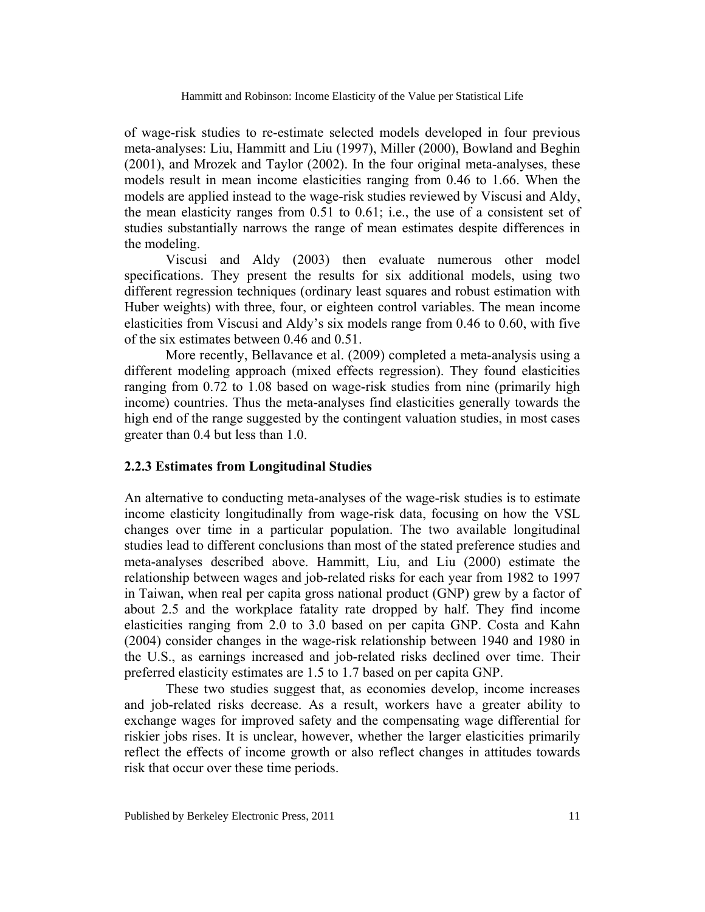of wage-risk studies to re-estimate selected models developed in four previous meta-analyses: Liu, Hammitt and Liu (1997), Miller (2000), Bowland and Beghin (2001), and Mrozek and Taylor (2002). In the four original meta-analyses, these models result in mean income elasticities ranging from 0.46 to 1.66. When the models are applied instead to the wage-risk studies reviewed by Viscusi and Aldy, the mean elasticity ranges from 0.51 to 0.61; i.e., the use of a consistent set of studies substantially narrows the range of mean estimates despite differences in the modeling.

Viscusi and Aldy (2003) then evaluate numerous other model specifications. They present the results for six additional models, using two different regression techniques (ordinary least squares and robust estimation with Huber weights) with three, four, or eighteen control variables. The mean income elasticities from Viscusi and Aldy's six models range from 0.46 to 0.60, with five of the six estimates between 0.46 and 0.51.

More recently, Bellavance et al. (2009) completed a meta-analysis using a different modeling approach (mixed effects regression). They found elasticities ranging from 0.72 to 1.08 based on wage-risk studies from nine (primarily high income) countries. Thus the meta-analyses find elasticities generally towards the high end of the range suggested by the contingent valuation studies, in most cases greater than 0.4 but less than 1.0.

### 2.2.3 Estimates from Longitudinal Studies

An alternative to conducting meta-analyses of the wage-risk studies is to estimate income elasticity longitudinally from wage-risk data, focusing on how the VSL changes over time in a particular population. The two available longitudinal studies lead to different conclusions than most of the stated preference studies and meta-analyses described above. Hammitt, Liu, and Liu (2000) estimate the relationship between wages and job-related risks for each year from 1982 to 1997 in Taiwan, when real per capita gross national product (GNP) grew by a factor of about 2.5 and the workplace fatality rate dropped by half. They find income elasticities ranging from 2.0 to 3.0 based on per capita GNP. Costa and Kahn (2004) consider changes in the wage-risk relationship between 1940 and 1980 in the U.S., as earnings increased and job-related risks declined over time. Their preferred elasticity estimates are 1.5 to 1.7 based on per capita GNP.

These two studies suggest that, as economies develop, income increases and job-related risks decrease. As a result, workers have a greater ability to exchange wages for improved safety and the compensating wage differential for riskier jobs rises. It is unclear, however, whether the larger elasticities primarily reflect the effects of income growth or also reflect changes in attitudes towards risk that occur over these time periods.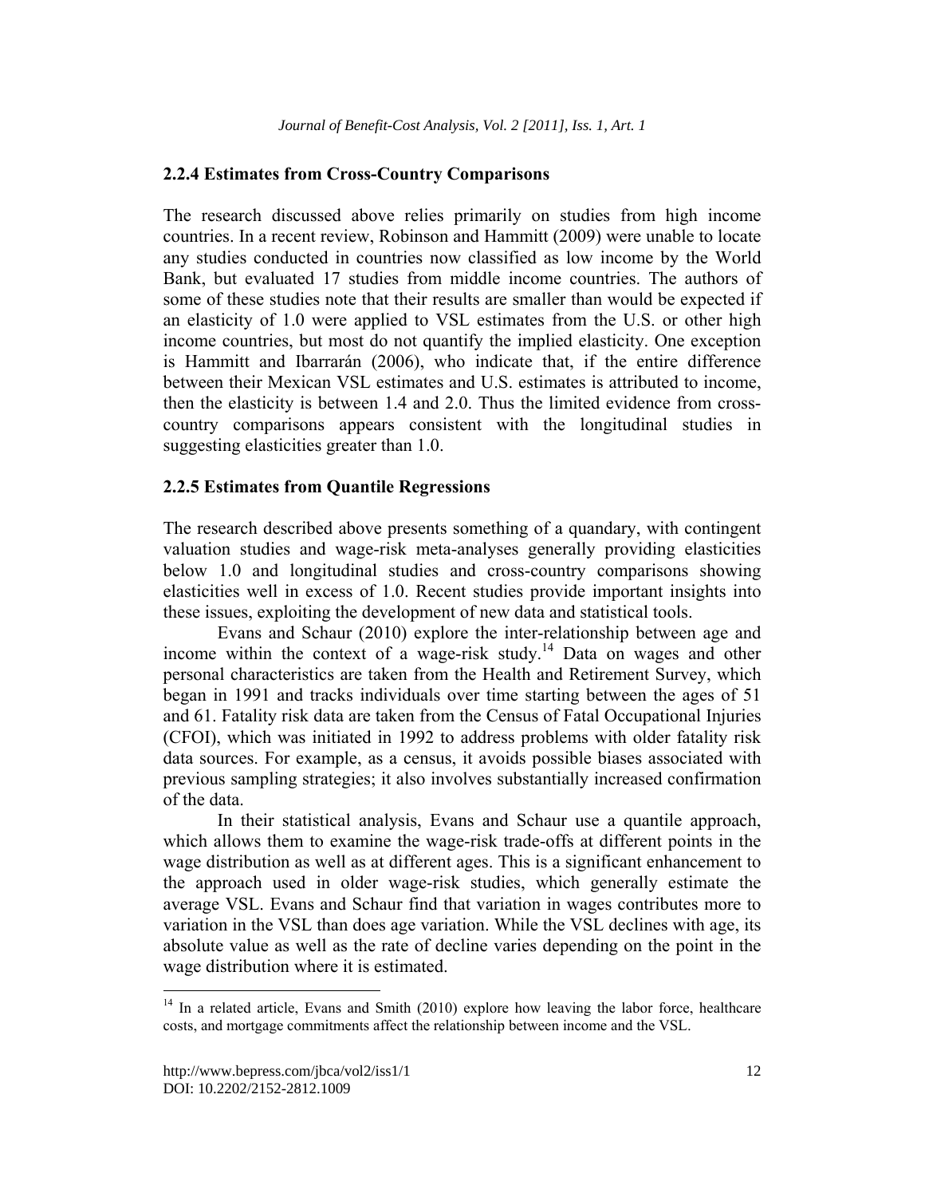### 2.2.4 Estimates from Cross-Country Comparisons

The research discussed above relies primarily on studies from high income countries. In a recent review, Robinson and Hammitt (2009) were unable to locate any studies conducted in countries now classified as low income by the World Bank, but evaluated 17 studies from middle income countries. The authors of some of these studies note that their results are smaller than would be expected if an elasticity of 1.0 were applied to VSL estimates from the U.S. or other high income countries, but most do not quantify the implied elasticity. One exception is Hammitt and Ibarrarán (2006), who indicate that, if the entire difference between their Mexican VSL estimates and U.S. estimates is attributed to income, then the elasticity is between 1.4 and 2.0. Thus the limited evidence from cross-country comparisons appears consistent with the longitudinal studies in suggesting elasticities greater than 1.0.

### 2.2.5 Estimates from Quantile Regressions

The research described above presents something of a quandary, with contingent valuation studies and wage-risk meta-analyses generally providing elasticities below 1.0 and longitudinal studies and cross-country comparisons showing elasticities well in excess of 1.0. Recent studies provide important insights into these issues, exploiting the development of new data and statistical tools.

Evans and Schaur (2010) explore the inter-relationship between age and income within the context of a wage-risk study.[14] Data on wages and other personal characteristics are taken from the Health and Retirement Survey, which began in 1991 and tracks individuals over time starting between the ages of 51 and 61. Fatality risk data are taken from the Census of Fatal Occupational Injuries (CFOI), which was initiated in 1992 to address problems with older fatality risk data sources. For example, as a census, it avoids possible biases associated with previous sampling strategies; it also involves substantially increased confirmation of the data.

In their statistical analysis, Evans and Schaur use a quantile approach, which allows them to examine the wage-risk trade-offs at different points in the wage distribution as well as at different ages. This is a significant enhancement to the approach used in older wage-risk studies, which generally estimate the average VSL. Evans and Schaur find that variation in wages contributes more to variation in the VSL than does age variation. While the VSL declines with age, its absolute value as well as the rate of decline varies depending on the point in the wage distribution where it is estimated.

[14] In a related article, Evans and Smith (2010) explore how leaving the labor force, healthcare costs, and mortgage commitments affect the relationship between income and the VSL.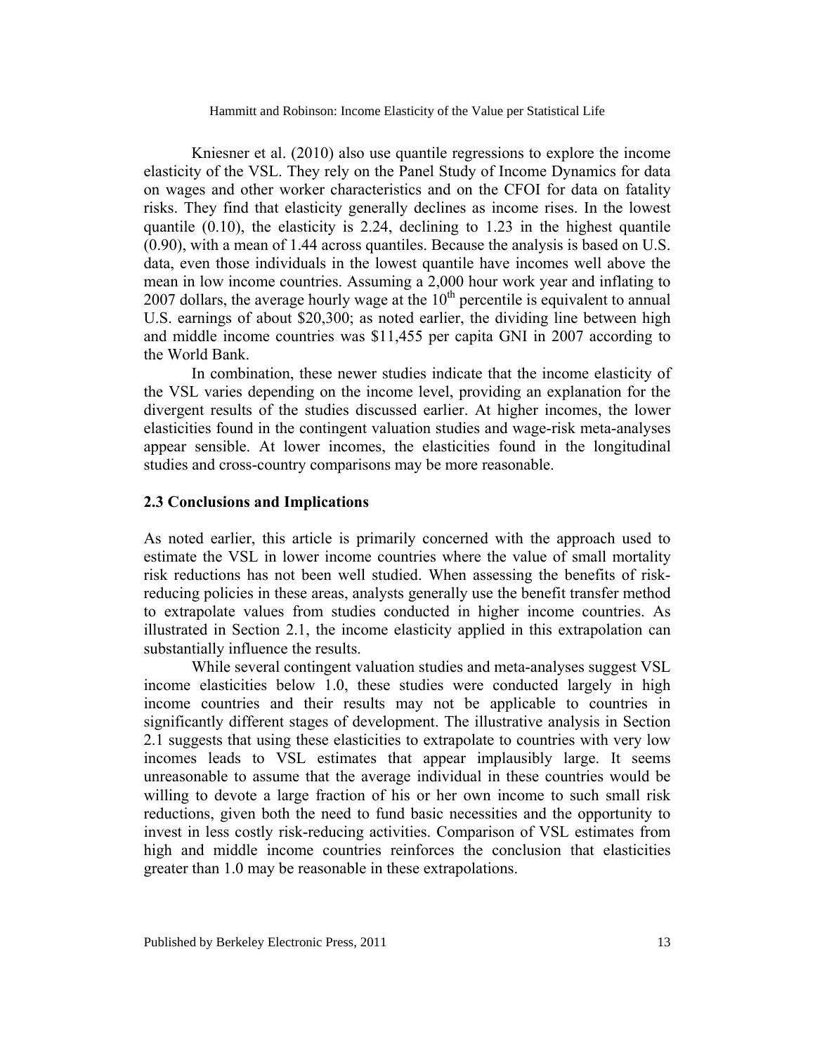Kniesner et al. (2010) also use quantile regressions to explore the income elasticity of the VSL. They rely on the Panel Study of Income Dynamics for data on wages and other worker characteristics and on the CFOI for data on fatality risks. They find that elasticity generally declines as income rises. In the lowest quantile (0.10), the elasticity is 2.24, declining to 1.23 in the highest quantile (0.90), with a mean of 1.44 across quantiles. Because the analysis is based on U.S. data, even those individuals in the lowest quantile have incomes well above the mean in low income countries. Assuming a 2,000 hour work year and inflating to 2007 dollars, the average hourly wage at the $10^{th}$ percentile is equivalent to annual U.S. earnings of about $20,300; as noted earlier, the dividing line between high and middle income countries was $11,455 per capita GNI in 2007 according to the World Bank.

In combination, these newer studies indicate that the income elasticity of the VSL varies depending on the income level, providing an explanation for the divergent results of the studies discussed earlier. At higher incomes, the lower elasticities found in the contingent valuation studies and wage-risk meta-analyses appear sensible. At lower incomes, the elasticities found in the longitudinal studies and cross-country comparisons may be more reasonable.

### 2.3 Conclusions and Implications

As noted earlier, this article is primarily concerned with the approach used to estimate the VSL in lower income countries where the value of small mortality risk reductions has not been well studied. When assessing the benefits of risk-reducing policies in these areas, analysts generally use the benefit transfer method to extrapolate values from studies conducted in higher income countries. As illustrated in Section 2.1, the income elasticity applied in this extrapolation can substantially influence the results.

While several contingent valuation studies and meta-analyses suggest VSL income elasticities below 1.0, these studies were conducted largely in high income countries and their results may not be applicable to countries in significantly different stages of development. The illustrative analysis in Section 2.1 suggests that using these elasticities to extrapolate to countries with very low incomes leads to VSL estimates that appear implausibly large. It seems unreasonable to assume that the average individual in these countries would be willing to devote a large fraction of his or her own income to such small risk reductions, given both the need to fund basic necessities and the opportunity to invest in less costly risk-reducing activities. Comparison of VSL estimates from high and middle income countries reinforces the conclusion that elasticities greater than 1.0 may be reasonable in these extrapolations.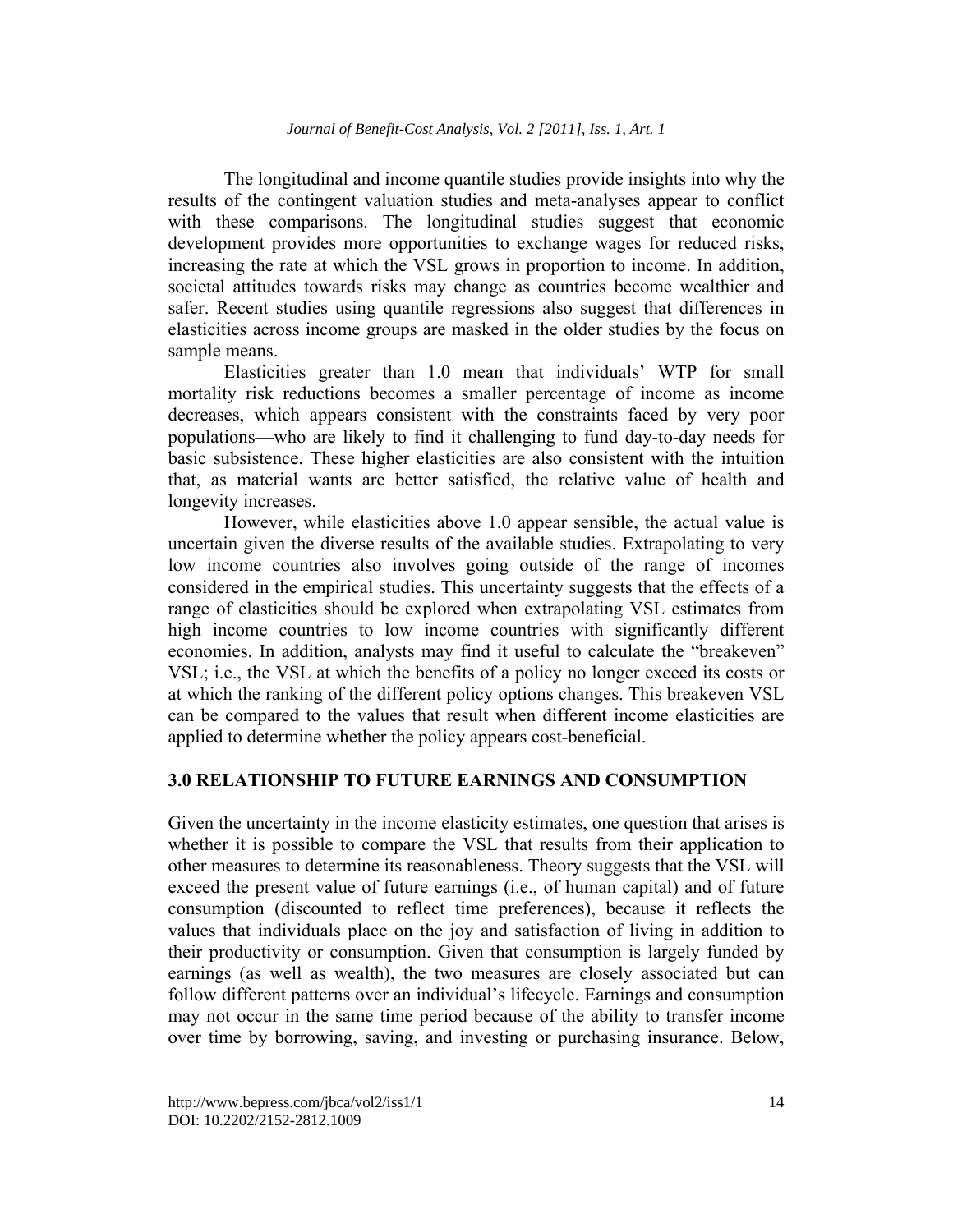The longitudinal and income quantile studies provide insights into why the results of the contingent valuation studies and meta-analyses appear to conflict with these comparisons. The longitudinal studies suggest that economic development provides more opportunities to exchange wages for reduced risks, increasing the rate at which the VSL grows in proportion to income. In addition, societal attitudes towards risks may change as countries become wealthier and safer. Recent studies using quantile regressions also suggest that differences in elasticities across income groups are masked in the older studies by the focus on sample means.

Elasticities greater than 1.0 mean that individuals' WTP for small mortality risk reductions becomes a smaller percentage of income as income decreases, which appears consistent with the constraints faced by very poor populations—who are likely to find it challenging to fund day-to-day needs for basic subsistence. These higher elasticities are also consistent with the intuition that, as material wants are better satisfied, the relative value of health and longevity increases.

However, while elasticities above 1.0 appear sensible, the actual value is uncertain given the diverse results of the available studies. Extrapolating to very low income countries also involves going outside of the range of incomes considered in the empirical studies. This uncertainty suggests that the effects of a range of elasticities should be explored when extrapolating VSL estimates from high income countries to low income countries with significantly different economies. In addition, analysts may find it useful to calculate the "breakeven" VSL; i.e., the VSL at which the benefits of a policy no longer exceed its costs or at which the ranking of the different policy options changes. This breakeven VSL can be compared to the values that result when different income elasticities are applied to determine whether the policy appears cost-beneficial.

## 3.0 RELATIONSHIP TO FUTURE EARNINGS AND CONSUMPTION

Given the uncertainty in the income elasticity estimates, one question that arises is whether it is possible to compare the VSL that results from their application to other measures to determine its reasonableness. Theory suggests that the VSL will exceed the present value of future earnings (i.e., of human capital) and of future consumption (discounted to reflect time preferences), because it reflects the values that individuals place on the joy and satisfaction of living in addition to their productivity or consumption. Given that consumption is largely funded by earnings (as well as wealth), the two measures are closely associated but can follow different patterns over an individual's lifecycle. Earnings and consumption may not occur in the same time period because of the ability to transfer income over time by borrowing, saving, and investing or purchasing insurance. Below,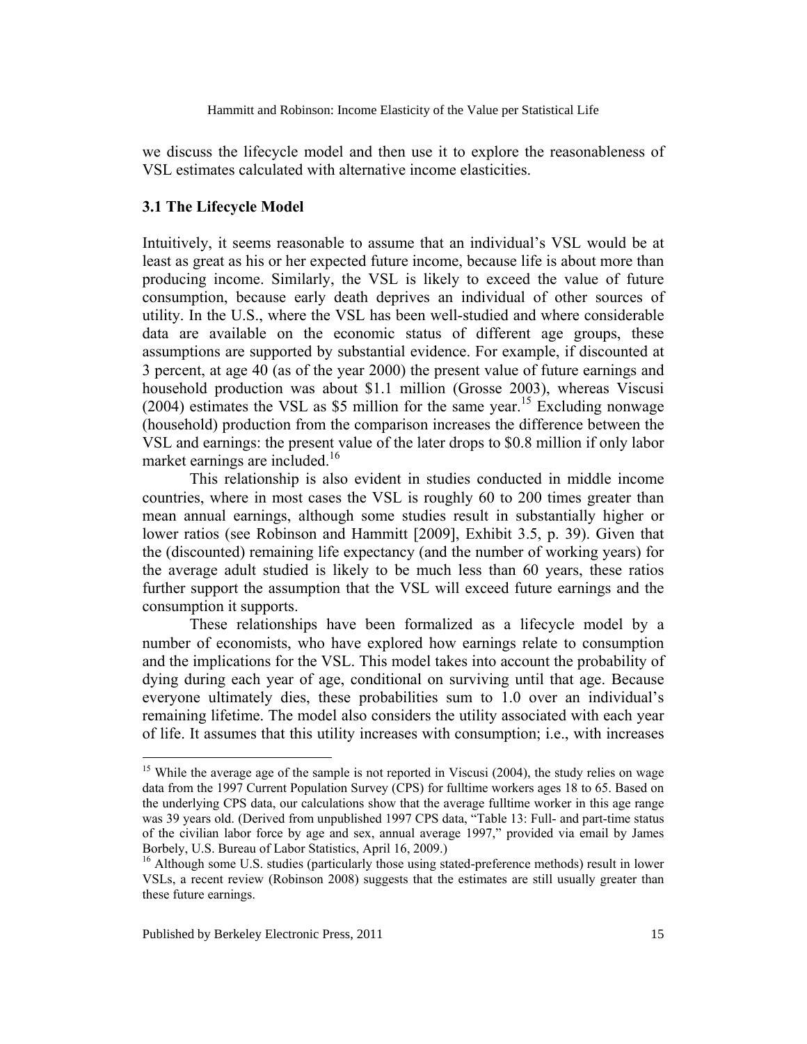we discuss the lifecycle model and then use it to explore the reasonableness of VSL estimates calculated with alternative income elasticities.

### 3.1 The Lifecycle Model

Intuitively, it seems reasonable to assume that an individual's VSL would be at least as great as his or her expected future income, because life is about more than producing income. Similarly, the VSL is likely to exceed the value of future consumption, because early death deprives an individual of other sources of utility. In the U.S., where the VSL has been well-studied and where considerable data are available on the economic status of different age groups, these assumptions are supported by substantial evidence. For example, if discounted at 3 percent, at age 40 (as of the year 2000) the present value of future earnings and household production was about \$1.1 million (Grosse 2003), whereas Viscusi (2004) estimates the VSL as \$5 million for the same year.[15] Excluding nonwage (household) production from the comparison increases the difference between the VSL and earnings: the present value of the later drops to \$0.8 million if only labor market earnings are included.[16]

This relationship is also evident in studies conducted in middle income countries, where in most cases the VSL is roughly 60 to 200 times greater than mean annual earnings, although some studies result in substantially higher or lower ratios (see Robinson and Hammitt [2009], Exhibit 3.5, p. 39). Given that the (discounted) remaining life expectancy (and the number of working years) for the average adult studied is likely to be much less than 60 years, these ratios further support the assumption that the VSL will exceed future earnings and the consumption it supports.

These relationships have been formalized as a lifecycle model by a number of economists, who have explored how earnings relate to consumption and the implications for the VSL. This model takes into account the probability of dying during each year of age, conditional on surviving until that age. Because everyone ultimately dies, these probabilities sum to 1.0 over an individual's remaining lifetime. The model also considers the utility associated with each year of life. It assumes that this utility increases with consumption; i.e., with increases

---

[15] While the average age of the sample is not reported in Viscusi (2004), the study relies on wage data from the 1997 Current Population Survey (CPS) for fulltime workers ages 18 to 65. Based on the underlying CPS data, our calculations show that the average fulltime worker in this age range was 39 years old. (Derived from unpublished 1997 CPS data, "Table 13: Full- and part-time status of the civilian labor force by age and sex, annual average 1997," provided via email by James Borbely, U.S. Bureau of Labor Statistics, April 16, 2009.)

[16] Although some U.S. studies (particularly those using stated-preference methods) result in lower VSLs, a recent review (Robinson 2008) suggests that the estimates are still usually greater than these future earnings.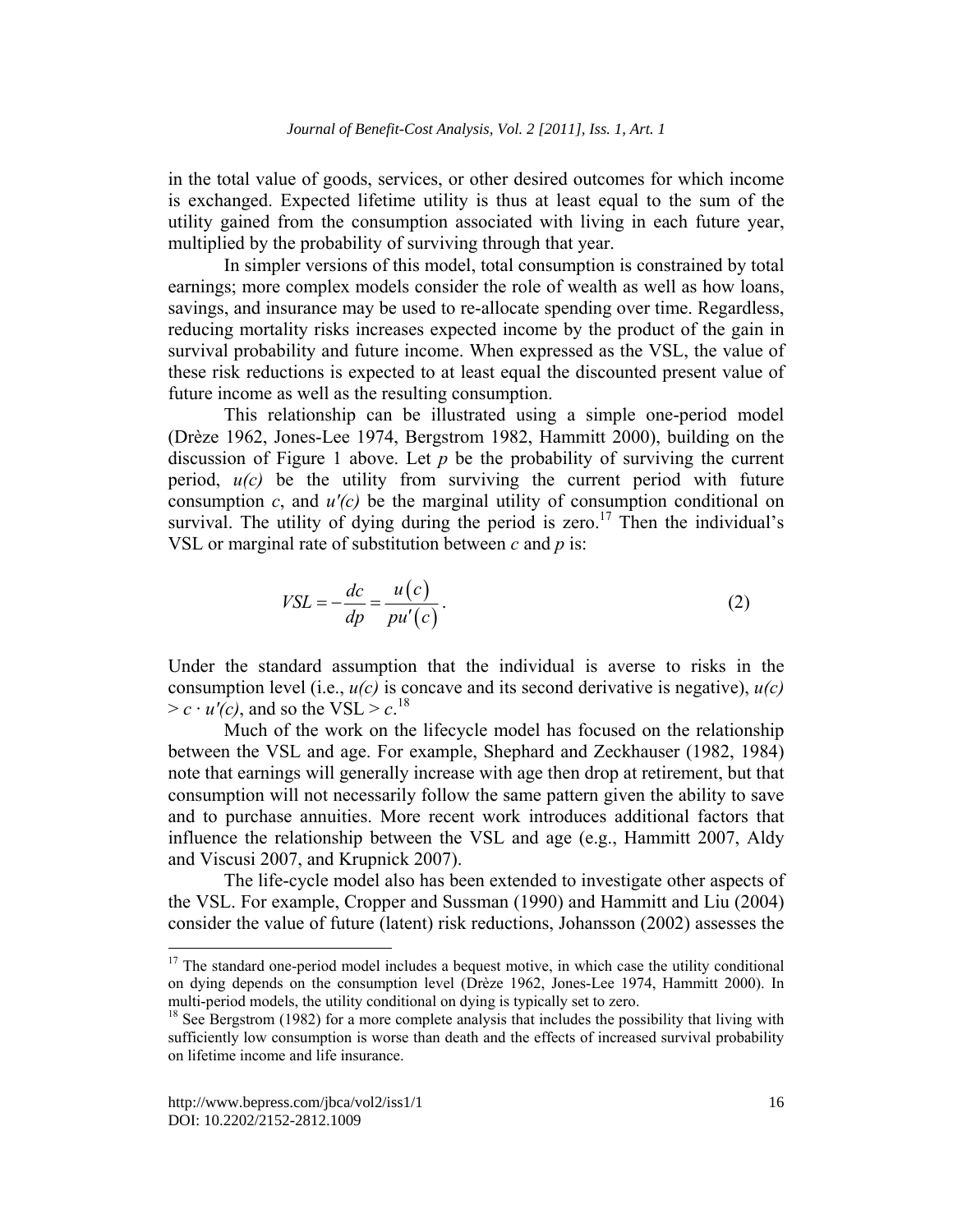in the total value of goods, services, or other desired outcomes for which income is exchanged. Expected lifetime utility is thus at least equal to the sum of the utility gained from the consumption associated with living in each future year, multiplied by the probability of surviving through that year.

In simpler versions of this model, total consumption is constrained by total earnings; more complex models consider the role of wealth as well as how loans, savings, and insurance may be used to re-allocate spending over time. Regardless, reducing mortality risks increases expected income by the product of the gain in survival probability and future income. When expressed as the VSL, the value of these risk reductions is expected to at least equal the discounted present value of future income as well as the resulting consumption.

This relationship can be illustrated using a simple one-period model (Drèze 1962, Jones-Lee 1974, Bergstrom 1982, Hammitt 2000), building on the discussion of Figure 1 above. Let $p$ be the probability of surviving the current period, $u(c)$ be the utility from surviving the current period with future consumption $c$, and $u'(c)$ be the marginal utility of consumption conditional on survival. The utility of dying during the period is zero.[17] Then the individual's VSL or marginal rate of substitution between $c$ and $p$ is:

$$VSL = -\frac{dc}{dp} = \frac{u(c)}{pu'(c)}. \tag{2}$$

Under the standard assumption that the individual is averse to risks in the consumption level (i.e., $u(c)$ is concave and its second derivative is negative), $u(c) > c \cdot u'(c)$, and so the $VSL > c$.[18]

Much of the work on the lifecycle model has focused on the relationship between the VSL and age. For example, Shephard and Zeckhauser (1982, 1984) note that earnings will generally increase with age then drop at retirement, but that consumption will not necessarily follow the same pattern given the ability to save and to purchase annuities. More recent work introduces additional factors that influence the relationship between the VSL and age (e.g., Hammitt 2007, Aldy and Viscusi 2007, and Krupnick 2007).

The life-cycle model also has been extended to investigate other aspects of the VSL. For example, Cropper and Sussman (1990) and Hammitt and Liu (2004) consider the value of future (latent) risk reductions, Johansson (2002) assesses the

---

[17] The standard one-period model includes a bequest motive, in which case the utility conditional on dying depends on the consumption level (Drèze 1962, Jones-Lee 1974, Hammitt 2000). In multi-period models, the utility conditional on dying is typically set to zero.

[18] See Bergstrom (1982) for a more complete analysis that includes the possibility that living with sufficiently low consumption is worse than death and the effects of increased survival probability on lifetime income and life insurance.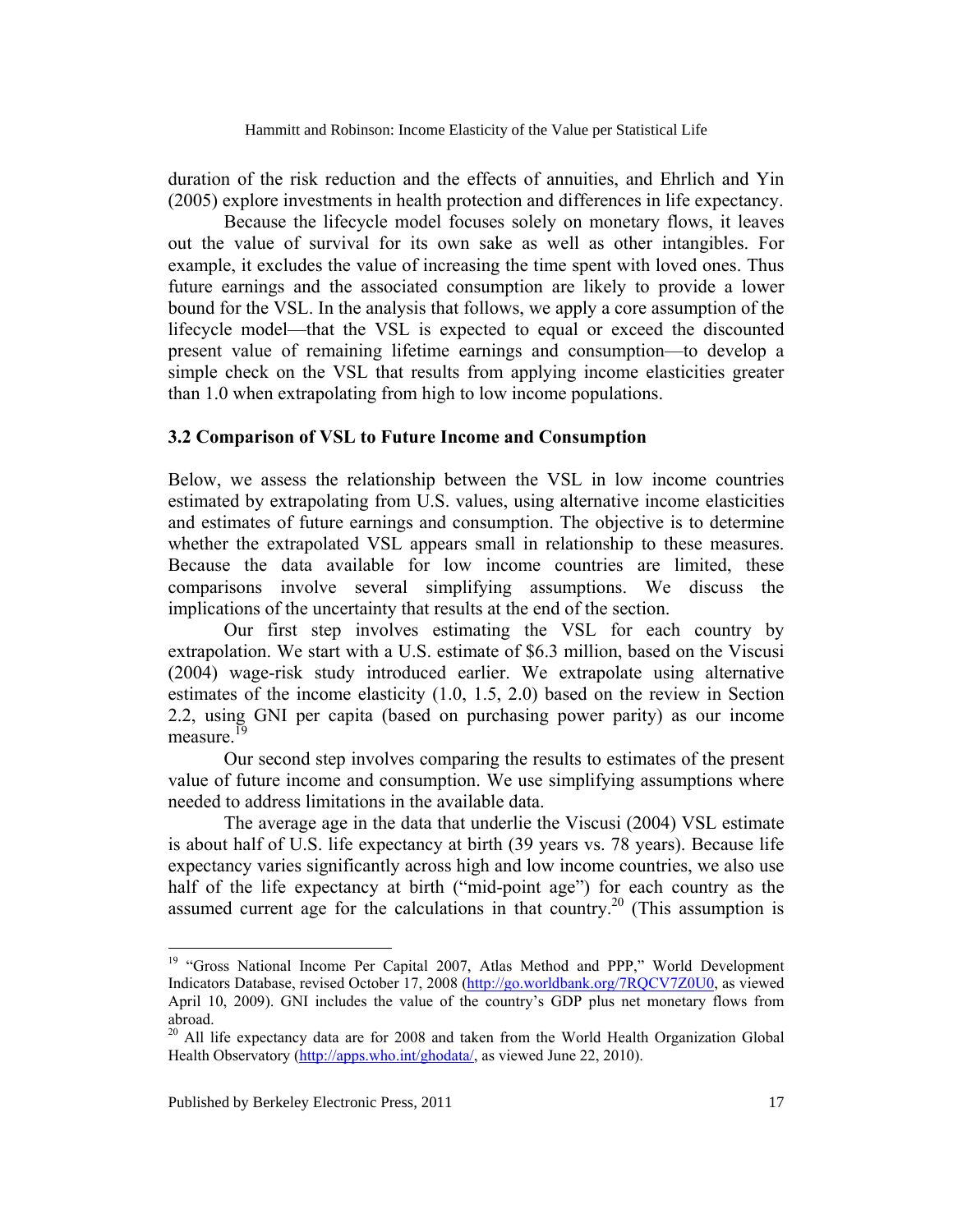duration of the risk reduction and the effects of annuities, and Ehrlich and Yin (2005) explore investments in health protection and differences in life expectancy.

Because the lifecycle model focuses solely on monetary flows, it leaves out the value of survival for its own sake as well as other intangibles. For example, it excludes the value of increasing the time spent with loved ones. Thus future earnings and the associated consumption are likely to provide a lower bound for the VSL. In the analysis that follows, we apply a core assumption of the lifecycle model—that the VSL is expected to equal or exceed the discounted present value of remaining lifetime earnings and consumption—to develop a simple check on the VSL that results from applying income elasticities greater than 1.0 when extrapolating from high to low income populations.

### 3.2 Comparison of VSL to Future Income and Consumption

Below, we assess the relationship between the VSL in low income countries estimated by extrapolating from U.S. values, using alternative income elasticities and estimates of future earnings and consumption. The objective is to determine whether the extrapolated VSL appears small in relationship to these measures. Because the data available for low income countries are limited, these comparisons involve several simplifying assumptions. We discuss the implications of the uncertainty that results at the end of the section.

Our first step involves estimating the VSL for each country by extrapolation. We start with a U.S. estimate of $6.3 million, based on the Viscusi (2004) wage-risk study introduced earlier. We extrapolate using alternative estimates of the income elasticity (1.0, 1.5, 2.0) based on the review in Section 2.2, using GNI per capita (based on purchasing power parity) as our income measure.[19]

Our second step involves comparing the results to estimates of the present value of future income and consumption. We use simplifying assumptions where needed to address limitations in the available data.

The average age in the data that underlie the Viscusi (2004) VSL estimate is about half of U.S. life expectancy at birth (39 years vs. 78 years). Because life expectancy varies significantly across high and low income countries, we also use half of the life expectancy at birth ("mid-point age") for each country as the assumed current age for the calculations in that country.[20] (This assumption is

---

[19] "Gross National Income Per Capital 2007, Atlas Method and PPP," World Development Indicators Database, revised October 17, 2008 (http://go.worldbank.org/7RQCV7Z0U0, as viewed April 10, 2009). GNI includes the value of the country's GDP plus net monetary flows from abroad.

[20] All life expectancy data are for 2008 and taken from the World Health Organization Global Health Observatory (http://apps.who.int/ghodata/, as viewed June 22, 2010).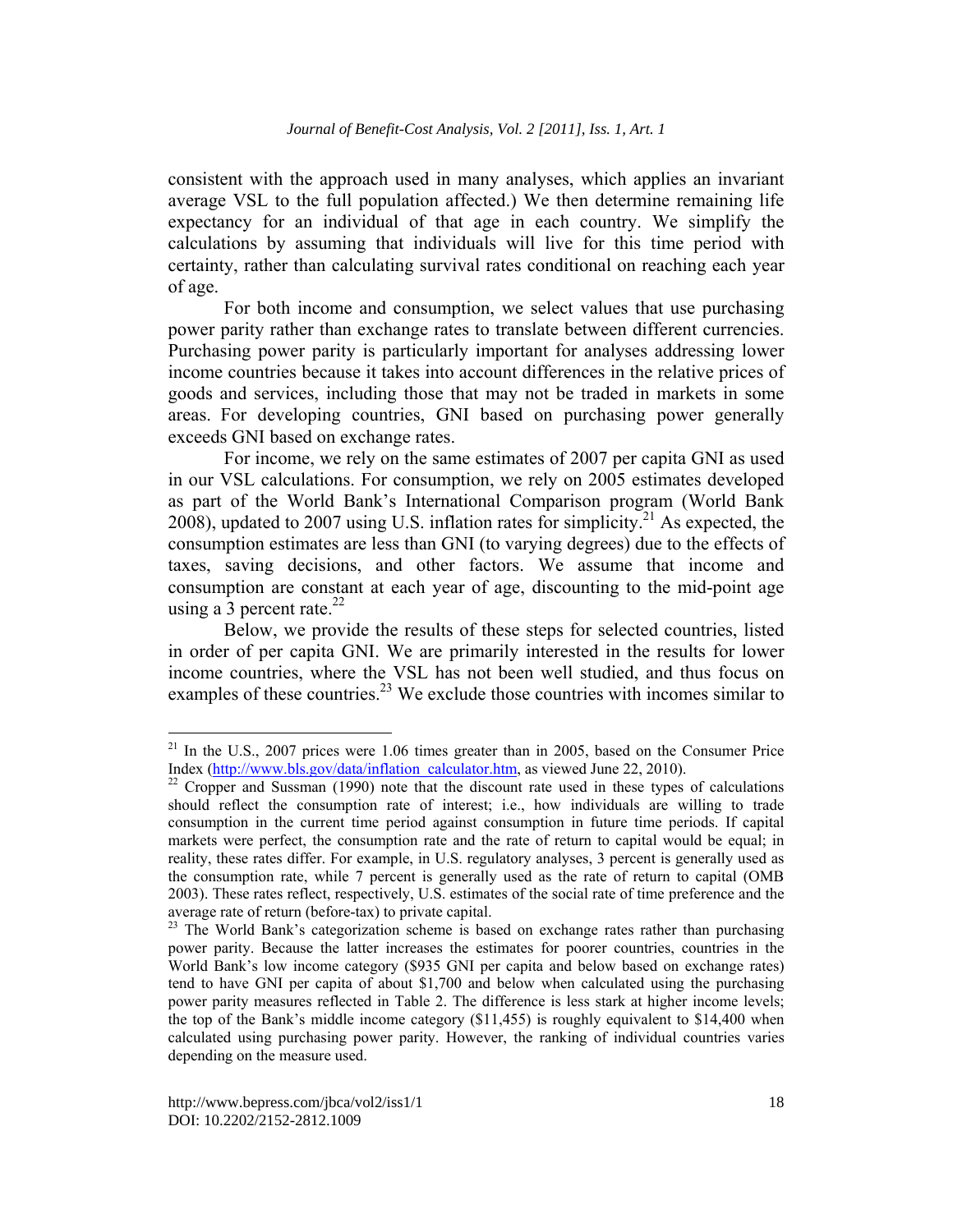consistent with the approach used in many analyses, which applies an invariant average VSL to the full population affected.) We then determine remaining life expectancy for an individual of that age in each country. We simplify the calculations by assuming that individuals will live for this time period with certainty, rather than calculating survival rates conditional on reaching each year of age.

For both income and consumption, we select values that use purchasing power parity rather than exchange rates to translate between different currencies. Purchasing power parity is particularly important for analyses addressing lower income countries because it takes into account differences in the relative prices of goods and services, including those that may not be traded in markets in some areas. For developing countries, GNI based on purchasing power generally exceeds GNI based on exchange rates.

For income, we rely on the same estimates of 2007 per capita GNI as used in our VSL calculations. For consumption, we rely on 2005 estimates developed as part of the World Bank's International Comparison program (World Bank 2008), updated to 2007 using U.S. inflation rates for simplicity.[21] As expected, the consumption estimates are less than GNI (to varying degrees) due to the effects of taxes, saving decisions, and other factors. We assume that income and consumption are constant at each year of age, discounting to the mid-point age using a 3 percent rate.[22]

Below, we provide the results of these steps for selected countries, listed in order of per capita GNI. We are primarily interested in the results for lower income countries, where the VSL has not been well studied, and thus focus on examples of these countries.[23] We exclude those countries with incomes similar to

---

[21] In the U.S., 2007 prices were 1.06 times greater than in 2005, based on the Consumer Price Index (http://www.bls.gov/data/inflation_calculator.htm, as viewed June 22, 2010).

[22] Cropper and Sussman (1990) note that the discount rate used in these types of calculations should reflect the consumption rate of interest; i.e., how individuals are willing to trade consumption in the current time period against consumption in future time periods. If capital markets were perfect, the consumption rate and the rate of return to capital would be equal; in reality, these rates differ. For example, in U.S. regulatory analyses, 3 percent is generally used as the consumption rate, while 7 percent is generally used as the rate of return to capital (OMB 2003). These rates reflect, respectively, U.S. estimates of the social rate of time preference and the average rate of return (before-tax) to private capital.

[23] The World Bank's categorization scheme is based on exchange rates rather than purchasing power parity. Because the latter increases the estimates for poorer countries, countries in the World Bank's low income category ($935 GNI per capita and below based on exchange rates) tend to have GNI per capita of about $1,700 and below when calculated using the purchasing power parity measures reflected in Table 2. The difference is less stark at higher income levels; the top of the Bank's middle income category ($11,455) is roughly equivalent to $14,400 when calculated using purchasing power parity. However, the ranking of individual countries varies depending on the measure used.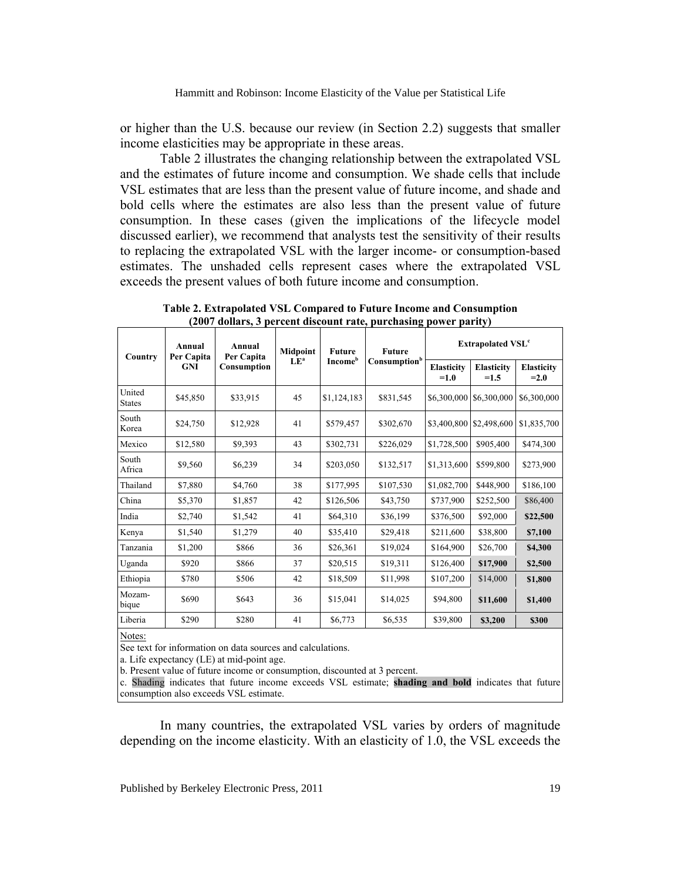or higher than the U.S. because our review (in Section 2.2) suggests that smaller income elasticities may be appropriate in these areas.

Table 2 illustrates the changing relationship between the extrapolated VSL and the estimates of future income and consumption. We shade cells that include VSL estimates that are less than the present value of future income, and shade and bold cells where the estimates are also less than the present value of future consumption. In these cases (given the implications of the lifecycle model discussed earlier), we recommend that analysts test the sensitivity of their results to replacing the extrapolated VSL with the larger income- or consumption-based estimates. The unshaded cells represent cases where the extrapolated VSL exceeds the present values of both future income and consumption.

**Table 2. Extrapolated VSL Compared to Future Income and Consumption (2007 dollars, 3 percent discount rate, purchasing power parity)**

| Country | Annual Per Capita GNI | Annual Per Capita Consumption | Midpoint LE[a] | Future Income[b] | Future Consumption[b] | Extrapolated VSL[c] | | |
|---|---|---|---|---|---|---|---|---|
| | | | | | | Elasticity =1.0 | Elasticity =1.5 | Elasticity =2.0 |
| United States | $45,850 | $33,915 | 45 | $1,124,183 | $831,545 | $6,300,000 | $6,300,000 | $6,300,000 |
| South Korea | $24,750 | $12,928 | 41 | $579,457 | $302,670 | $3,400,800 | $2,498,600 | $1,835,700 |
| Mexico | $12,580 | $9,393 | 43 | $302,731 | $226,029 | $1,728,500 | $905,400 | $474,300 |
| South Africa | $9,560 | $6,239 | 34 | $203,050 | $132,517 | $1,313,600 | $599,800 | $273,900 |
| Thailand | $7,880 | $4,760 | 38 | $177,995 | $107,530 | $1,082,700 | $448,900 | $186,100 |
| China | $5,370 | $1,857 | 42 | $126,506 | $43,750 | $737,900 | $252,500 | $86,400 |
| India | $2,740 | $1,542 | 41 | $64,310 | $36,199 | $376,500 | $92,000 | **$22,500** |
| Kenya | $1,540 | $1,279 | 40 | $35,410 | $29,418 | $211,600 | $38,800 | **$7,100** |
| Tanzania | $1,200 | $866 | 36 | $26,361 | $19,024 | $164,900 | $26,700 | **$4,300** |
| Uganda | $920 | $866 | 37 | $20,515 | $19,311 | $126,400 | **$17,900** | **$2,500** |
| Ethiopia | $780 | $506 | 42 | $18,509 | $11,998 | $107,200 | $14,000 | **$1,800** |
| Mozambique | $690 | $643 | 36 | $15,041 | $14,025 | $94,800 | **$11,600** | **$1,400** |
| Liberia | $290 | $280 | 41 | $6,773 | $6,535 | $39,800 | **$3,200** | **$300** |

Notes:
See text for information on data sources and calculations.
a. Life expectancy (LE) at mid-point age.
b. Present value of future income or consumption, discounted at 3 percent.
c. Shading indicates that future income exceeds VSL estimate; **shading and bold** indicates that future consumption also exceeds VSL estimate.

In many countries, the extrapolated VSL varies by orders of magnitude depending on the income elasticity. With an elasticity of 1.0, the VSL exceeds the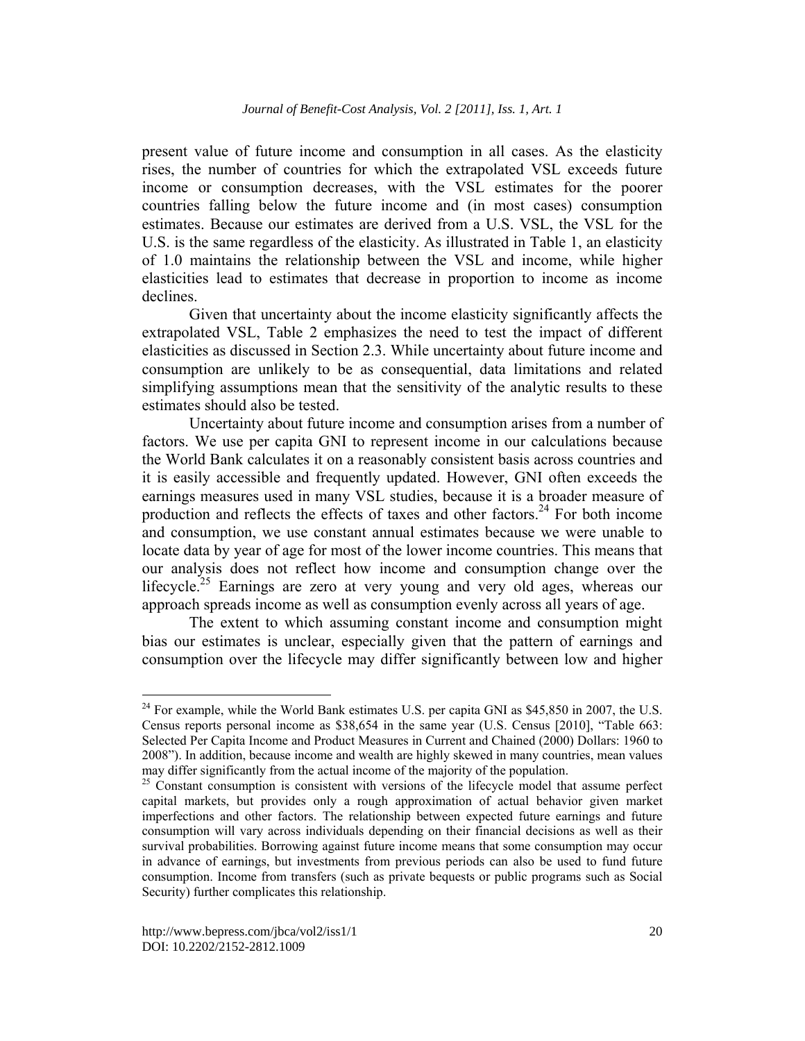present value of future income and consumption in all cases. As the elasticity rises, the number of countries for which the extrapolated VSL exceeds future income or consumption decreases, with the VSL estimates for the poorer countries falling below the future income and (in most cases) consumption estimates. Because our estimates are derived from a U.S. VSL, the VSL for the U.S. is the same regardless of the elasticity. As illustrated in Table 1, an elasticity of 1.0 maintains the relationship between the VSL and income, while higher elasticities lead to estimates that decrease in proportion to income as income declines.

Given that uncertainty about the income elasticity significantly affects the extrapolated VSL, Table 2 emphasizes the need to test the impact of different elasticities as discussed in Section 2.3. While uncertainty about future income and consumption are unlikely to be as consequential, data limitations and related simplifying assumptions mean that the sensitivity of the analytic results to these estimates should also be tested.

Uncertainty about future income and consumption arises from a number of factors. We use per capita GNI to represent income in our calculations because the World Bank calculates it on a reasonably consistent basis across countries and it is easily accessible and frequently updated. However, GNI often exceeds the earnings measures used in many VSL studies, because it is a broader measure of production and reflects the effects of taxes and other factors.[24] For both income and consumption, we use constant annual estimates because we were unable to locate data by year of age for most of the lower income countries. This means that our analysis does not reflect how income and consumption change over the lifecycle.[25] Earnings are zero at very young and very old ages, whereas our approach spreads income as well as consumption evenly across all years of age.

The extent to which assuming constant income and consumption might bias our estimates is unclear, especially given that the pattern of earnings and consumption over the lifecycle may differ significantly between low and higher

---

[24] For example, while the World Bank estimates U.S. per capita GNI as $45,850 in 2007, the U.S. Census reports personal income as $38,654 in the same year (U.S. Census [2010], "Table 663: Selected Per Capita Income and Product Measures in Current and Chained (2000) Dollars: 1960 to 2008"). In addition, because income and wealth are highly skewed in many countries, mean values may differ significantly from the actual income of the majority of the population.

[25] Constant consumption is consistent with versions of the lifecycle model that assume perfect capital markets, but provides only a rough approximation of actual behavior given market imperfections and other factors. The relationship between expected future earnings and future consumption will vary across individuals depending on their financial decisions as well as their survival probabilities. Borrowing against future income means that some consumption may occur in advance of earnings, but investments from previous periods can also be used to fund future consumption. Income from transfers (such as private bequests or public programs such as Social Security) further complicates this relationship.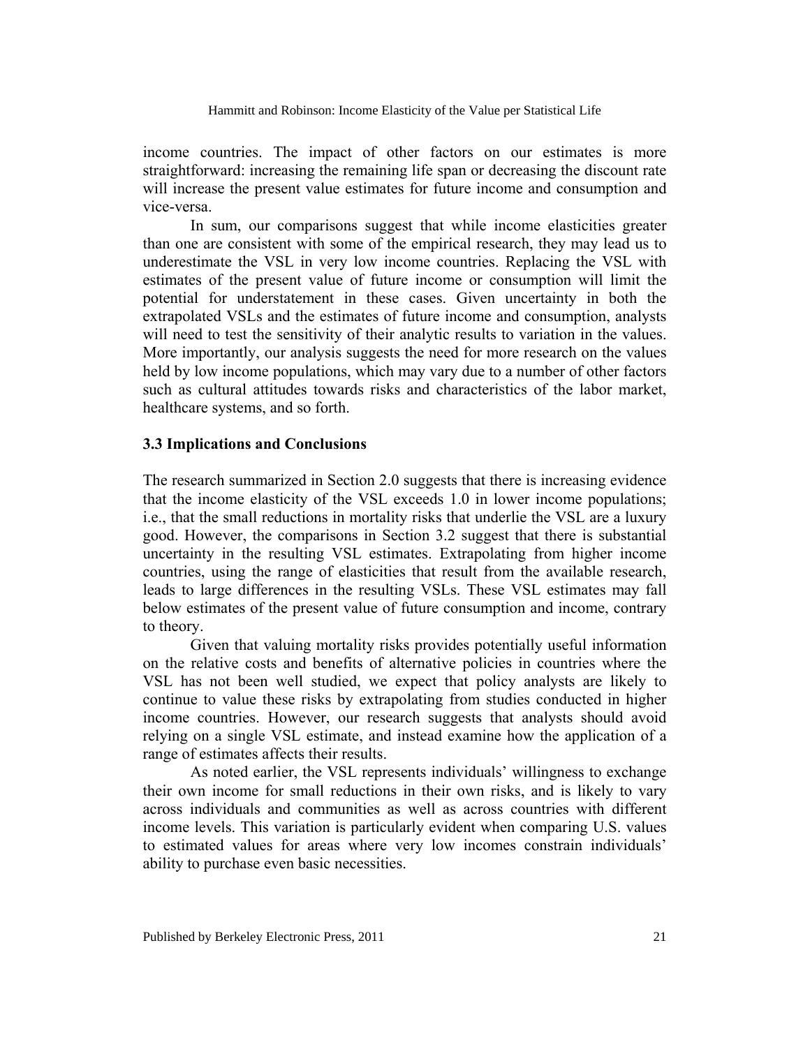income countries. The impact of other factors on our estimates is more straightforward: increasing the remaining life span or decreasing the discount rate will increase the present value estimates for future income and consumption and vice-versa.

In sum, our comparisons suggest that while income elasticities greater than one are consistent with some of the empirical research, they may lead us to underestimate the VSL in very low income countries. Replacing the VSL with estimates of the present value of future income or consumption will limit the potential for understatement in these cases. Given uncertainty in both the extrapolated VSLs and the estimates of future income and consumption, analysts will need to test the sensitivity of their analytic results to variation in the values. More importantly, our analysis suggests the need for more research on the values held by low income populations, which may vary due to a number of other factors such as cultural attitudes towards risks and characteristics of the labor market, healthcare systems, and so forth.

### 3.3 Implications and Conclusions

The research summarized in Section 2.0 suggests that there is increasing evidence that the income elasticity of the VSL exceeds 1.0 in lower income populations; i.e., that the small reductions in mortality risks that underlie the VSL are a luxury good. However, the comparisons in Section 3.2 suggest that there is substantial uncertainty in the resulting VSL estimates. Extrapolating from higher income countries, using the range of elasticities that result from the available research, leads to large differences in the resulting VSLs. These VSL estimates may fall below estimates of the present value of future consumption and income, contrary to theory.

Given that valuing mortality risks provides potentially useful information on the relative costs and benefits of alternative policies in countries where the VSL has not been well studied, we expect that policy analysts are likely to continue to value these risks by extrapolating from studies conducted in higher income countries. However, our research suggests that analysts should avoid relying on a single VSL estimate, and instead examine how the application of a range of estimates affects their results.

As noted earlier, the VSL represents individuals' willingness to exchange their own income for small reductions in their own risks, and is likely to vary across individuals and communities as well as across countries with different income levels. This variation is particularly evident when comparing U.S. values to estimated values for areas where very low incomes constrain individuals' ability to purchase even basic necessities.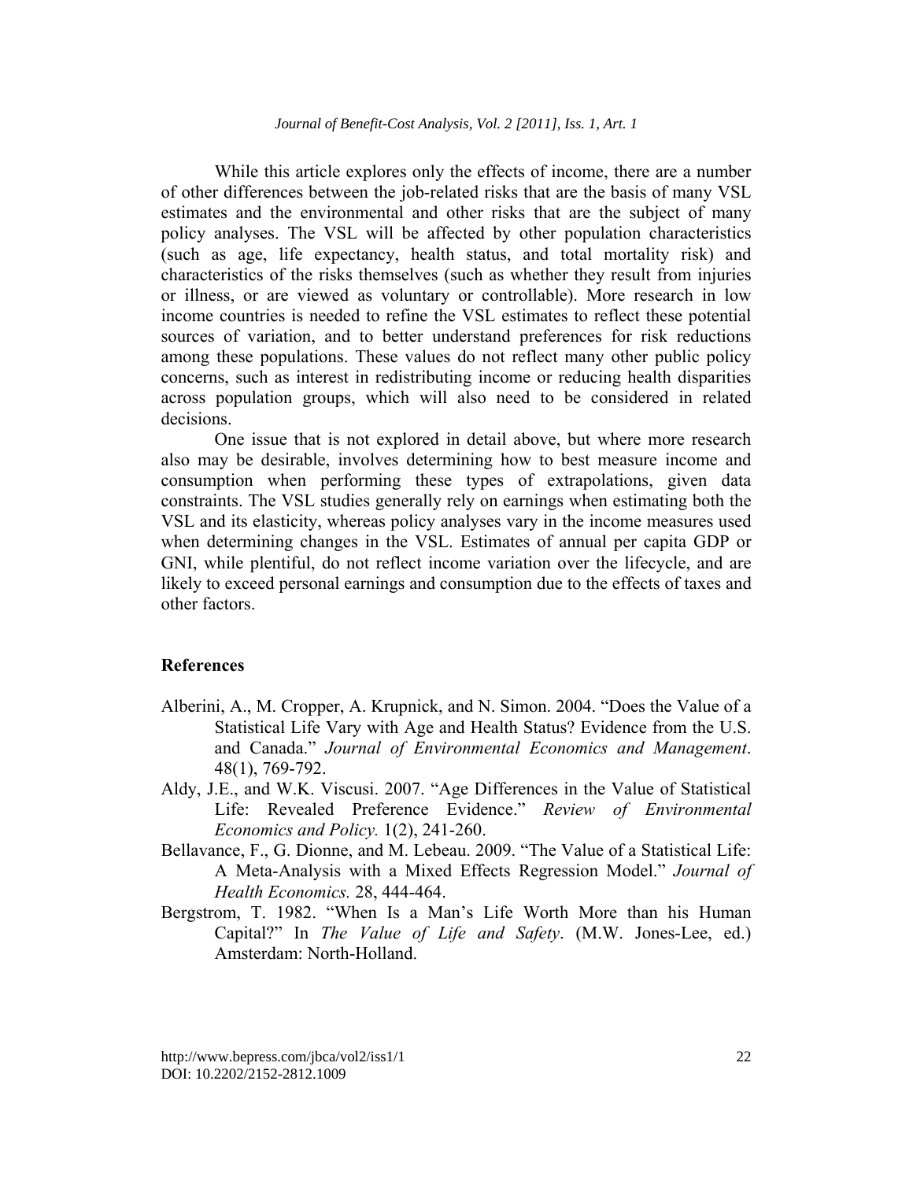While this article explores only the effects of income, there are a number of other differences between the job-related risks that are the basis of many VSL estimates and the environmental and other risks that are the subject of many policy analyses. The VSL will be affected by other population characteristics (such as age, life expectancy, health status, and total mortality risk) and characteristics of the risks themselves (such as whether they result from injuries or illness, or are viewed as voluntary or controllable). More research in low income countries is needed to refine the VSL estimates to reflect these potential sources of variation, and to better understand preferences for risk reductions among these populations. These values do not reflect many other public policy concerns, such as interest in redistributing income or reducing health disparities across population groups, which will also need to be considered in related decisions.

One issue that is not explored in detail above, but where more research also may be desirable, involves determining how to best measure income and consumption when performing these types of extrapolations, given data constraints. The VSL studies generally rely on earnings when estimating both the VSL and its elasticity, whereas policy analyses vary in the income measures used when determining changes in the VSL. Estimates of annual per capita GDP or GNI, while plentiful, do not reflect income variation over the lifecycle, and are likely to exceed personal earnings and consumption due to the effects of taxes and other factors.

## References

Alberini, A., M. Cropper, A. Krupnick, and N. Simon. 2004. "Does the Value of a Statistical Life Vary with Age and Health Status? Evidence from the U.S. and Canada." *Journal of Environmental Economics and Management*. 48(1), 769-792.

Aldy, J.E., and W.K. Viscusi. 2007. "Age Differences in the Value of Statistical Life: Revealed Preference Evidence." *Review of Environmental Economics and Policy.* 1(2), 241-260.

Bellavance, F., G. Dionne, and M. Lebeau. 2009. "The Value of a Statistical Life: A Meta-Analysis with a Mixed Effects Regression Model." *Journal of Health Economics.* 28, 444-464.

Bergstrom, T. 1982. "When Is a Man's Life Worth More than his Human Capital?" In *The Value of Life and Safety*. (M.W. Jones-Lee, ed.) Amsterdam: North-Holland.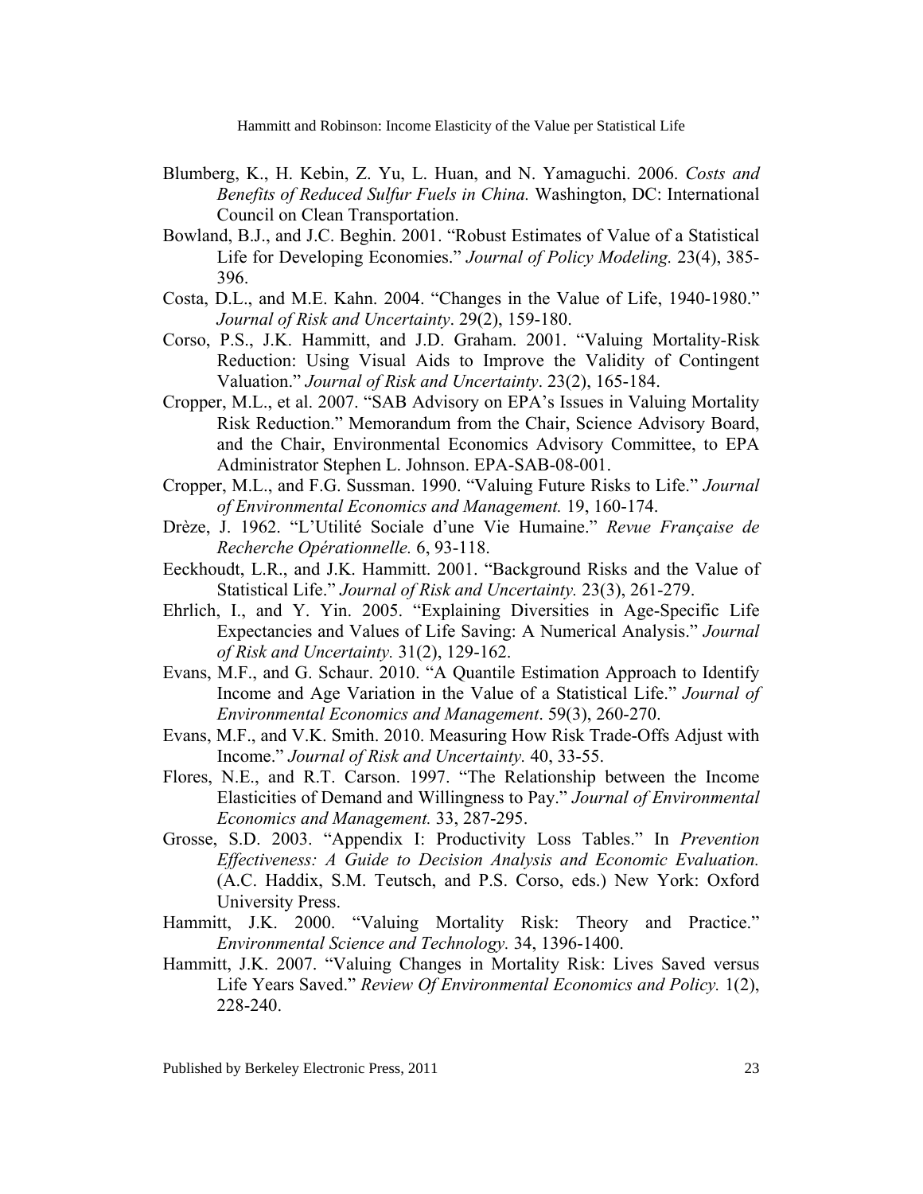Blumberg, K., H. Kebin, Z. Yu, L. Huan, and N. Yamaguchi. 2006. *Costs and Benefits of Reduced Sulfur Fuels in China.* Washington, DC: International Council on Clean Transportation.

Bowland, B.J., and J.C. Beghin. 2001. "Robust Estimates of Value of a Statistical Life for Developing Economies." *Journal of Policy Modeling.* 23(4), 385-396.

Costa, D.L., and M.E. Kahn. 2004. "Changes in the Value of Life, 1940-1980." *Journal of Risk and Uncertainty*. 29(2), 159-180.

Corso, P.S., J.K. Hammitt, and J.D. Graham. 2001. "Valuing Mortality-Risk Reduction: Using Visual Aids to Improve the Validity of Contingent Valuation." *Journal of Risk and Uncertainty*. 23(2), 165-184.

Cropper, M.L., et al. 2007. "SAB Advisory on EPA's Issues in Valuing Mortality Risk Reduction." Memorandum from the Chair, Science Advisory Board, and the Chair, Environmental Economics Advisory Committee, to EPA Administrator Stephen L. Johnson. EPA-SAB-08-001.

Cropper, M.L., and F.G. Sussman. 1990. "Valuing Future Risks to Life." *Journal of Environmental Economics and Management.* 19, 160-174.

Drèze, J. 1962. "L'Utilité Sociale d'une Vie Humaine." *Revue Française de Recherche Opérationnelle.* 6, 93-118.

Eeckhoudt, L.R., and J.K. Hammitt. 2001. "Background Risks and the Value of Statistical Life." *Journal of Risk and Uncertainty.* 23(3), 261-279.

Ehrlich, I., and Y. Yin. 2005. "Explaining Diversities in Age-Specific Life Expectancies and Values of Life Saving: A Numerical Analysis." *Journal of Risk and Uncertainty.* 31(2), 129-162.

Evans, M.F., and G. Schaur. 2010. "A Quantile Estimation Approach to Identify Income and Age Variation in the Value of a Statistical Life." *Journal of Environmental Economics and Management*. 59(3), 260-270.

Evans, M.F., and V.K. Smith. 2010. Measuring How Risk Trade-Offs Adjust with Income." *Journal of Risk and Uncertainty.* 40, 33-55.

Flores, N.E., and R.T. Carson. 1997. "The Relationship between the Income Elasticities of Demand and Willingness to Pay." *Journal of Environmental Economics and Management.* 33, 287-295.

Grosse, S.D. 2003. "Appendix I: Productivity Loss Tables." In *Prevention Effectiveness: A Guide to Decision Analysis and Economic Evaluation.* (A.C. Haddix, S.M. Teutsch, and P.S. Corso, eds.) New York: Oxford University Press.

Hammitt, J.K. 2000. "Valuing Mortality Risk: Theory and Practice." *Environmental Science and Technology.* 34, 1396-1400.

Hammitt, J.K. 2007. "Valuing Changes in Mortality Risk: Lives Saved versus Life Years Saved." *Review Of Environmental Economics and Policy.* 1(2), 228-240.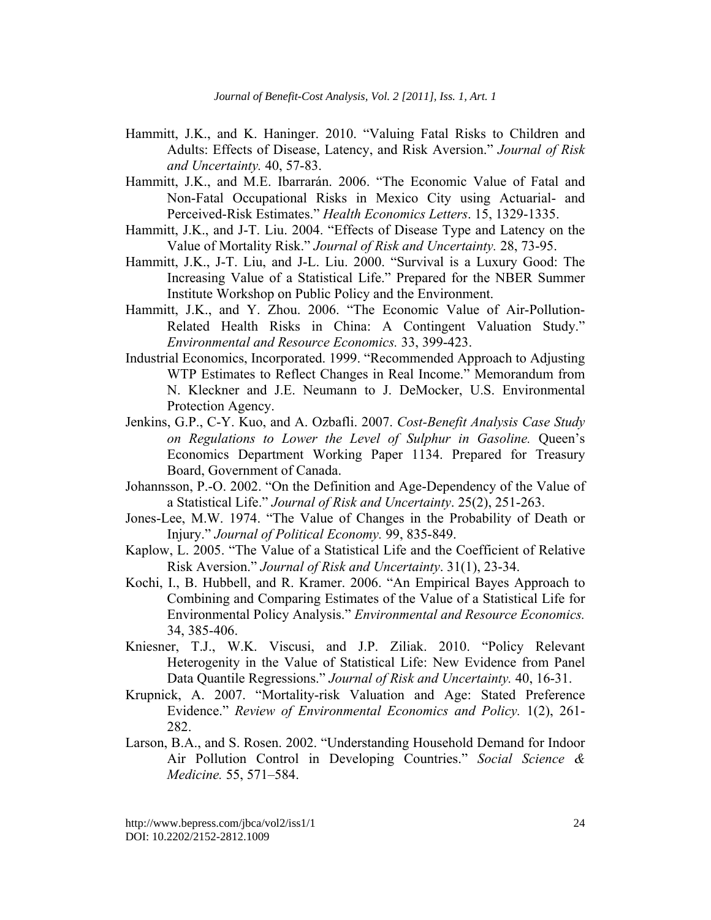Hammitt, J.K., and K. Haninger. 2010. "Valuing Fatal Risks to Children and Adults: Effects of Disease, Latency, and Risk Aversion." *Journal of Risk and Uncertainty.* 40, 57-83.

Hammitt, J.K., and M.E. Ibarrarán. 2006. "The Economic Value of Fatal and Non-Fatal Occupational Risks in Mexico City using Actuarial- and Perceived-Risk Estimates." *Health Economics Letters*. 15, 1329-1335.

Hammitt, J.K., and J-T. Liu. 2004. "Effects of Disease Type and Latency on the Value of Mortality Risk." *Journal of Risk and Uncertainty.* 28, 73-95.

Hammitt, J.K., J-T. Liu, and J-L. Liu. 2000. "Survival is a Luxury Good: The Increasing Value of a Statistical Life." Prepared for the NBER Summer Institute Workshop on Public Policy and the Environment.

Hammitt, J.K., and Y. Zhou. 2006. "The Economic Value of Air-Pollution-Related Health Risks in China: A Contingent Valuation Study." *Environmental and Resource Economics.* 33, 399-423.

Industrial Economics, Incorporated. 1999. "Recommended Approach to Adjusting WTP Estimates to Reflect Changes in Real Income." Memorandum from N. Kleckner and J.E. Neumann to J. DeMocker, U.S. Environmental Protection Agency.

Jenkins, G.P., C-Y. Kuo, and A. Ozbafli. 2007. *Cost-Benefit Analysis Case Study on Regulations to Lower the Level of Sulphur in Gasoline.* Queen's Economics Department Working Paper 1134. Prepared for Treasury Board, Government of Canada.

Johannsson, P.-O. 2002. "On the Definition and Age-Dependency of the Value of a Statistical Life." *Journal of Risk and Uncertainty*. 25(2), 251-263.

Jones-Lee, M.W. 1974. "The Value of Changes in the Probability of Death or Injury." *Journal of Political Economy.* 99, 835-849.

Kaplow, L. 2005. "The Value of a Statistical Life and the Coefficient of Relative Risk Aversion." *Journal of Risk and Uncertainty*. 31(1), 23-34.

Kochi, I., B. Hubbell, and R. Kramer. 2006. "An Empirical Bayes Approach to Combining and Comparing Estimates of the Value of a Statistical Life for Environmental Policy Analysis." *Environmental and Resource Economics.* 34, 385-406.

Kniesner, T.J., W.K. Viscusi, and J.P. Ziliak. 2010. "Policy Relevant Heterogenity in the Value of Statistical Life: New Evidence from Panel Data Quantile Regressions." *Journal of Risk and Uncertainty.* 40, 16-31.

Krupnick, A. 2007. "Mortality-risk Valuation and Age: Stated Preference Evidence." *Review of Environmental Economics and Policy.* 1(2), 261-282.

Larson, B.A., and S. Rosen. 2002. "Understanding Household Demand for Indoor Air Pollution Control in Developing Countries." *Social Science & Medicine.* 55, 571–584.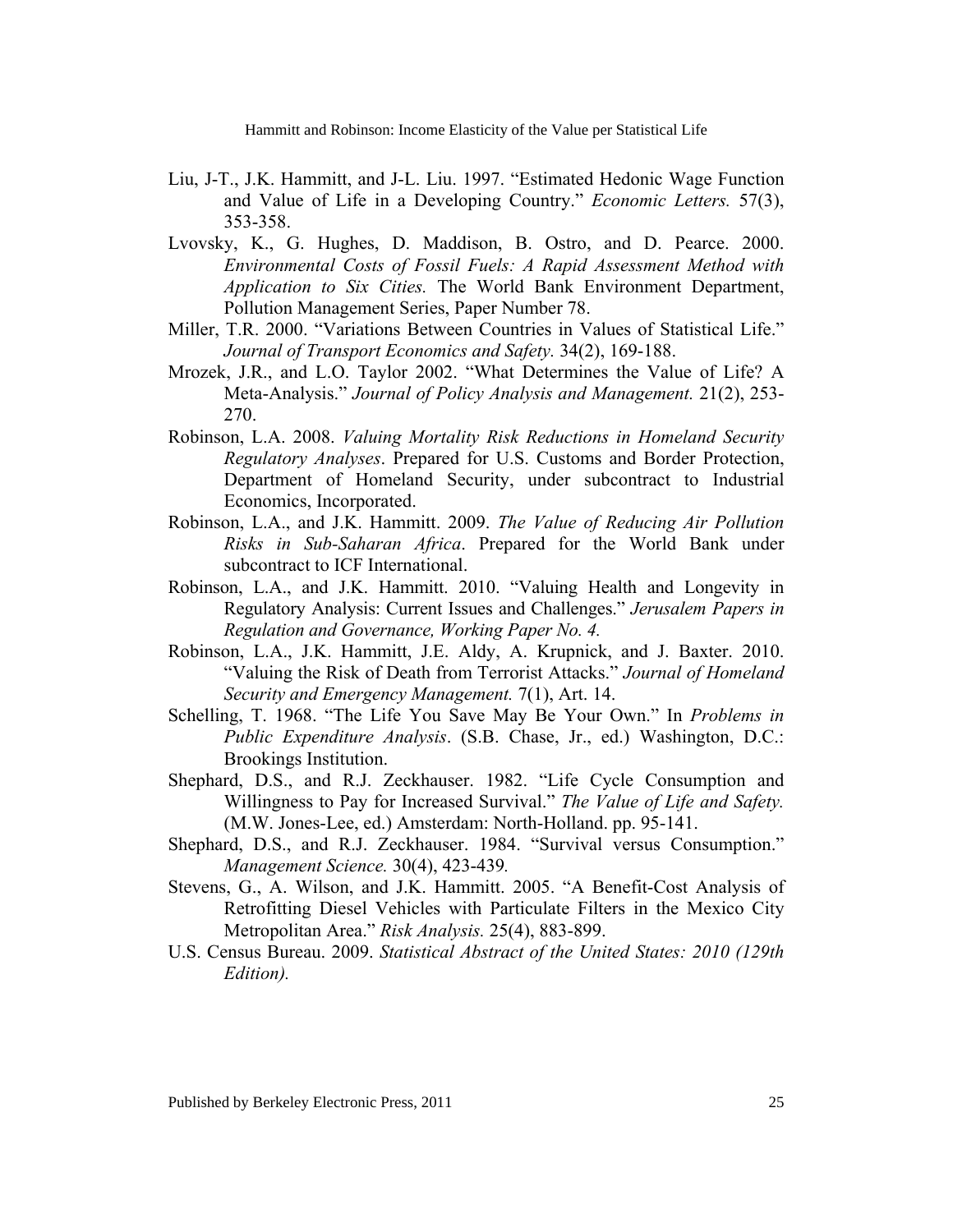Liu, J-T., J.K. Hammitt, and J-L. Liu. 1997. "Estimated Hedonic Wage Function and Value of Life in a Developing Country." *Economic Letters.* 57(3), 353-358.

Lvovsky, K., G. Hughes, D. Maddison, B. Ostro, and D. Pearce. 2000. *Environmental Costs of Fossil Fuels: A Rapid Assessment Method with Application to Six Cities.* The World Bank Environment Department, Pollution Management Series, Paper Number 78.

Miller, T.R. 2000. "Variations Between Countries in Values of Statistical Life." *Journal of Transport Economics and Safety.* 34(2), 169-188.

Mrozek, J.R., and L.O. Taylor 2002. "What Determines the Value of Life? A Meta-Analysis." *Journal of Policy Analysis and Management.* 21(2), 253-270.

Robinson, L.A. 2008. *Valuing Mortality Risk Reductions in Homeland Security Regulatory Analyses*. Prepared for U.S. Customs and Border Protection, Department of Homeland Security, under subcontract to Industrial Economics, Incorporated.

Robinson, L.A., and J.K. Hammitt. 2009. *The Value of Reducing Air Pollution Risks in Sub-Saharan Africa*. Prepared for the World Bank under subcontract to ICF International.

Robinson, L.A., and J.K. Hammitt. 2010. "Valuing Health and Longevity in Regulatory Analysis: Current Issues and Challenges." *Jerusalem Papers in Regulation and Governance, Working Paper No. 4.*

Robinson, L.A., J.K. Hammitt, J.E. Aldy, A. Krupnick, and J. Baxter. 2010. "Valuing the Risk of Death from Terrorist Attacks." *Journal of Homeland Security and Emergency Management.* 7(1), Art. 14.

Schelling, T. 1968. "The Life You Save May Be Your Own." In *Problems in Public Expenditure Analysis*. (S.B. Chase, Jr., ed.) Washington, D.C.: Brookings Institution.

Shephard, D.S., and R.J. Zeckhauser. 1982. "Life Cycle Consumption and Willingness to Pay for Increased Survival." *The Value of Life and Safety.* (M.W. Jones-Lee, ed.) Amsterdam: North-Holland. pp. 95-141.

Shephard, D.S., and R.J. Zeckhauser. 1984. "Survival versus Consumption." *Management Science.* 30(4), 423-439*.*

Stevens, G., A. Wilson, and J.K. Hammitt. 2005. "A Benefit-Cost Analysis of Retrofitting Diesel Vehicles with Particulate Filters in the Mexico City Metropolitan Area." *Risk Analysis.* 25(4), 883-899.

U.S. Census Bureau. 2009. *Statistical Abstract of the United States: 2010 (129th Edition).*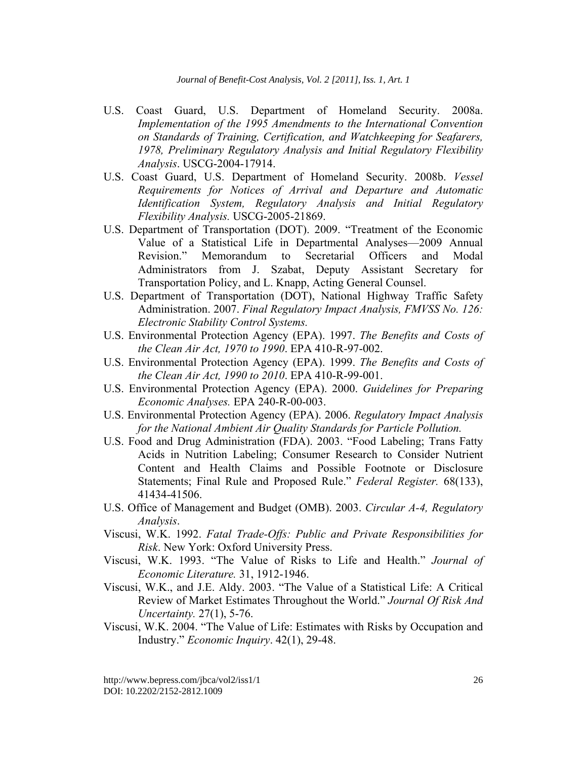U.S. Coast Guard, U.S. Department of Homeland Security. 2008a. *Implementation of the 1995 Amendments to the International Convention on Standards of Training, Certification, and Watchkeeping for Seafarers, 1978, Preliminary Regulatory Analysis and Initial Regulatory Flexibility Analysis*. USCG-2004-17914.

U.S. Coast Guard, U.S. Department of Homeland Security. 2008b. *Vessel Requirements for Notices of Arrival and Departure and Automatic Identification System, Regulatory Analysis and Initial Regulatory Flexibility Analysis.* USCG-2005-21869.

U.S. Department of Transportation (DOT). 2009. "Treatment of the Economic Value of a Statistical Life in Departmental Analyses—2009 Annual Revision." Memorandum to Secretarial Officers and Modal Administrators from J. Szabat, Deputy Assistant Secretary for Transportation Policy, and L. Knapp, Acting General Counsel.

U.S. Department of Transportation (DOT), National Highway Traffic Safety Administration. 2007. *Final Regulatory Impact Analysis, FMVSS No. 126: Electronic Stability Control Systems.*

U.S. Environmental Protection Agency (EPA). 1997. *The Benefits and Costs of the Clean Air Act, 1970 to 1990*. EPA 410-R-97-002.

U.S. Environmental Protection Agency (EPA). 1999. *The Benefits and Costs of the Clean Air Act, 1990 to 2010*. EPA 410-R-99-001.

U.S. Environmental Protection Agency (EPA). 2000. *Guidelines for Preparing Economic Analyses.* EPA 240-R-00-003.

U.S. Environmental Protection Agency (EPA). 2006. *Regulatory Impact Analysis for the National Ambient Air Quality Standards for Particle Pollution.*

U.S. Food and Drug Administration (FDA). 2003. "Food Labeling; Trans Fatty Acids in Nutrition Labeling; Consumer Research to Consider Nutrient Content and Health Claims and Possible Footnote or Disclosure Statements; Final Rule and Proposed Rule." *Federal Register.* 68(133), 41434-41506.

U.S. Office of Management and Budget (OMB). 2003. *Circular A-4, Regulatory Analysis*.

Viscusi, W.K. 1992. *Fatal Trade-Offs: Public and Private Responsibilities for Risk*. New York: Oxford University Press.

Viscusi, W.K. 1993. "The Value of Risks to Life and Health." *Journal of Economic Literature.* 31, 1912-1946.

Viscusi, W.K., and J.E. Aldy. 2003. "The Value of a Statistical Life: A Critical Review of Market Estimates Throughout the World." *Journal Of Risk And Uncertainty.* 27(1), 5-76.

Viscusi, W.K. 2004. "The Value of Life: Estimates with Risks by Occupation and Industry." *Economic Inquiry*. 42(1), 29-48.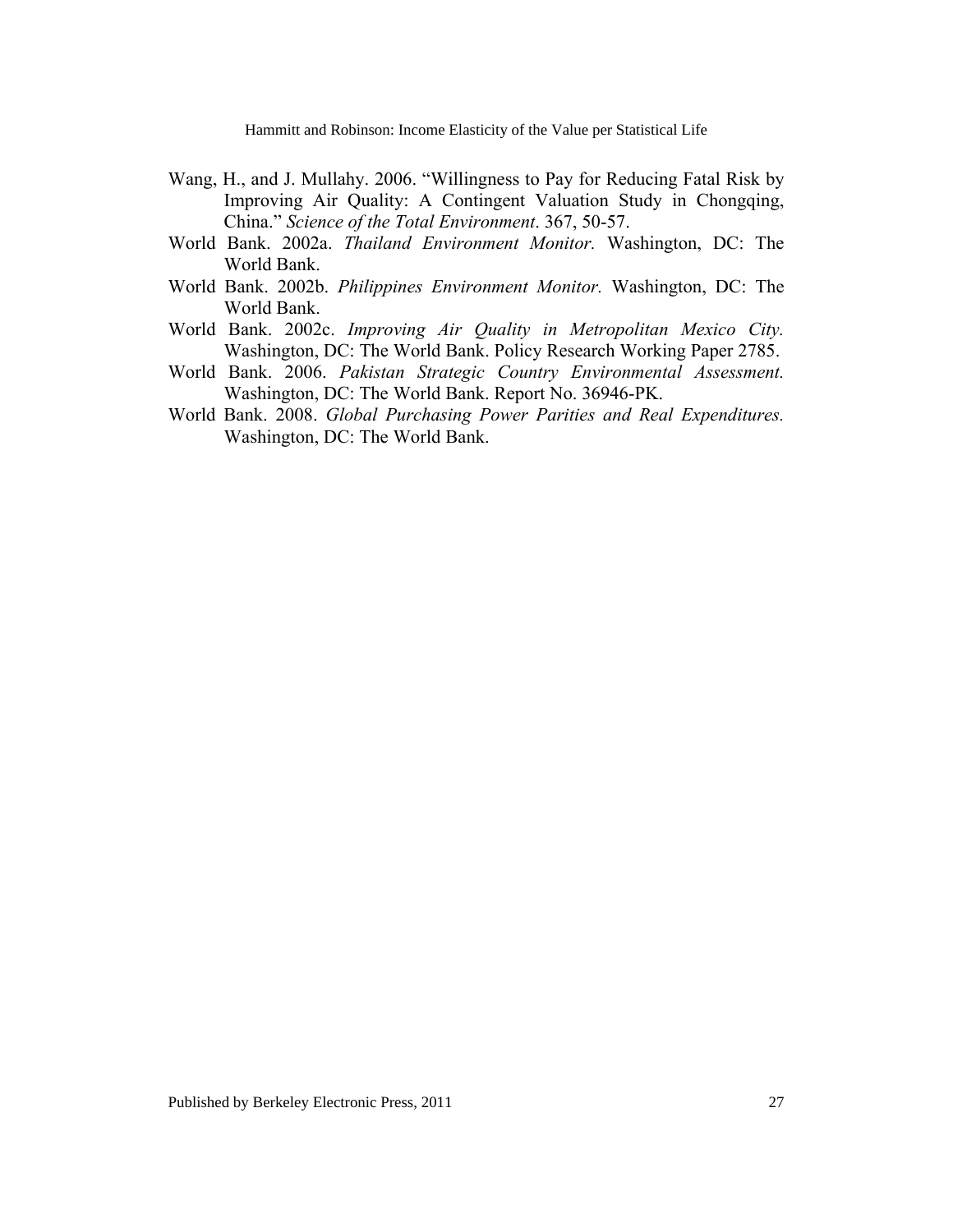Wang, H., and J. Mullahy. 2006. "Willingness to Pay for Reducing Fatal Risk by Improving Air Quality: A Contingent Valuation Study in Chongqing, China." *Science of the Total Environment*. 367, 50-57.

World Bank. 2002a. *Thailand Environment Monitor.* Washington, DC: The World Bank.

World Bank. 2002b. *Philippines Environment Monitor.* Washington, DC: The World Bank.

World Bank. 2002c. *Improving Air Quality in Metropolitan Mexico City.* Washington, DC: The World Bank. Policy Research Working Paper 2785.

World Bank. 2006. *Pakistan Strategic Country Environmental Assessment.* Washington, DC: The World Bank. Report No. 36946-PK.

World Bank. 2008. *Global Purchasing Power Parities and Real Expenditures.* Washington, DC: The World Bank.